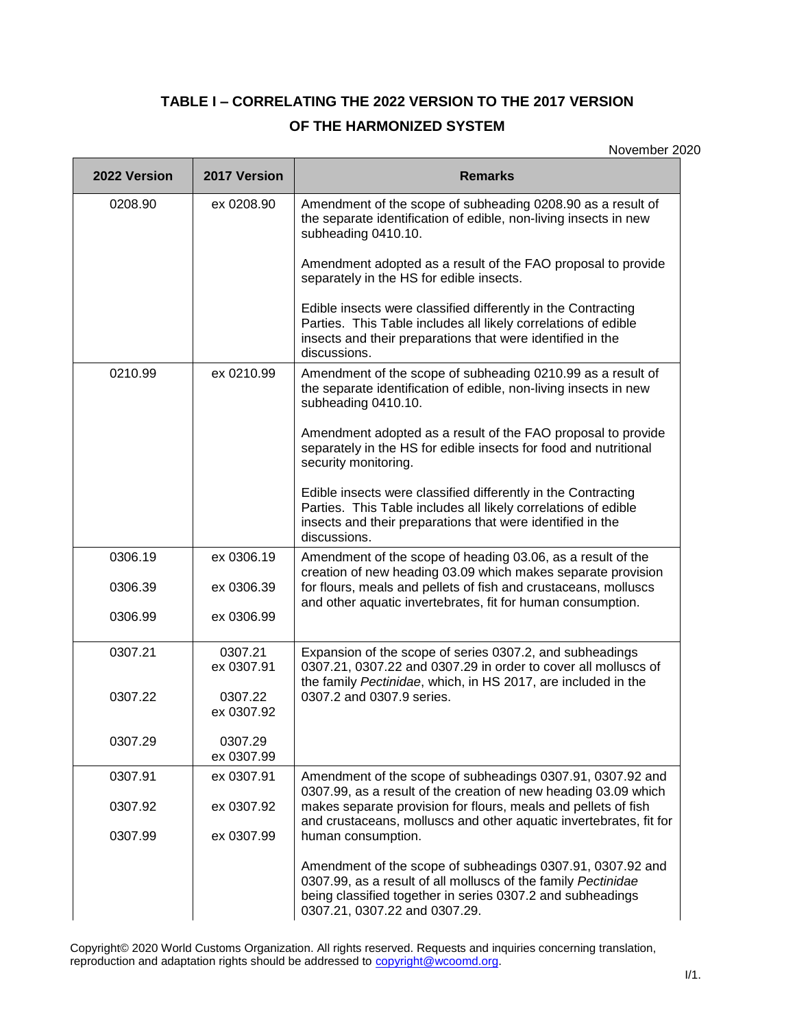# TABLE I – CORRELATING THE 2022 VERSION TO THE 2017 VERSION OF THE HARMONIZED SYSTEM

November 2020

| 2022 Version | 2017 Version | Remarks |
|---|---|---|
| 0208.90 | ex 0208.90 | Amendment of the scope of subheading 0208.90 as a result of the separate identification of edible, non-living insects in new subheading 0410.10.<br><br>Amendment adopted as a result of the FAO proposal to provide separately in the HS for edible insects.<br><br>Edible insects were classified differently in the Contracting Parties. This Table includes all likely correlations of edible insects and their preparations that were identified in the discussions. |
| 0210.99 | ex 0210.99 | Amendment of the scope of subheading 0210.99 as a result of the separate identification of edible, non-living insects in new subheading 0410.10.<br><br>Amendment adopted as a result of the FAO proposal to provide separately in the HS for edible insects for food and nutritional security monitoring.<br><br>Edible insects were classified differently in the Contracting Parties. This Table includes all likely correlations of edible insects and their preparations that were identified in the discussions. |
| 0306.19<br><br>0306.39<br><br>0306.99 | ex 0306.19<br><br>ex 0306.39<br><br>ex 0306.99 | Amendment of the scope of heading 03.06, as a result of the creation of new heading 03.09 which makes separate provision for flours, meals and pellets of fish and crustaceans, molluscs and other aquatic invertebrates, fit for human consumption. |
| 0307.21<br><br>0307.22<br><br>0307.29 | 0307.21<br>ex 0307.91<br><br>0307.22<br>ex 0307.92<br><br>0307.29<br>ex 0307.99 | Expansion of the scope of series 0307.2, and subheadings 0307.21, 0307.22 and 0307.29 in order to cover all molluscs of the family *Pectinidae*, which, in HS 2017, are included in the 0307.2 and 0307.9 series. |
| 0307.91<br><br>0307.92<br><br>0307.99 | ex 0307.91<br><br>ex 0307.92<br><br>ex 0307.99 | Amendment of the scope of subheadings 0307.91, 0307.92 and 0307.99, as a result of the creation of new heading 03.09 which makes separate provision for flours, meals and pellets of fish and crustaceans, molluscs and other aquatic invertebrates, fit for human consumption.<br><br>Amendment of the scope of subheadings 0307.91, 0307.92 and 0307.99, as a result of all molluscs of the family *Pectinidae* being classified together in series 0307.2 and subheadings 0307.21, 0307.22 and 0307.29. |

Copyright© 2020 World Customs Organization. All rights reserved. Requests and inquiries concerning translation, reproduction and adaptation rights should be addressed to copyright@wcoomd.org.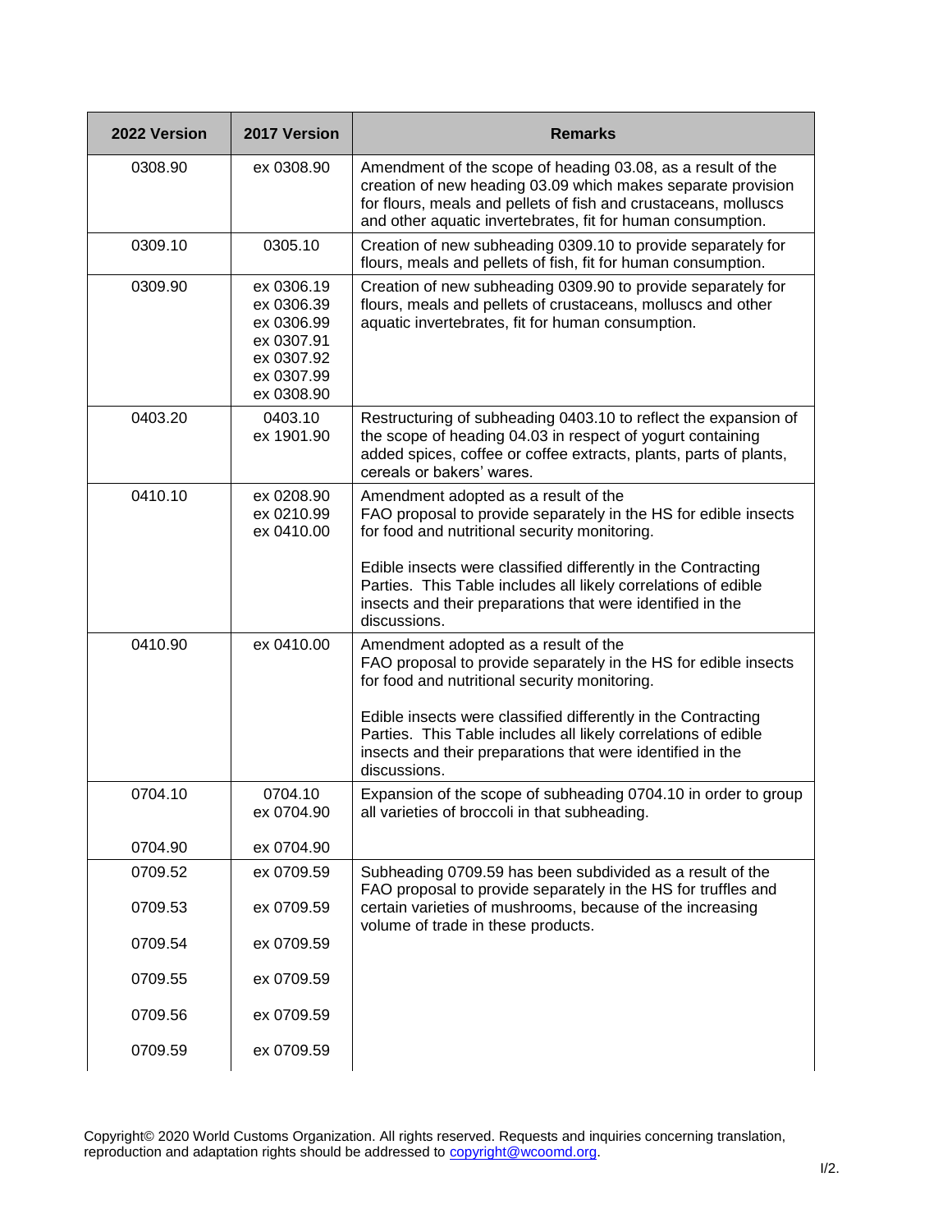| 2022 Version | 2017 Version | Remarks |
|---|---|---|
| 0308.90 | ex 0308.90 | Amendment of the scope of heading 03.08, as a result of the creation of new heading 03.09 which makes separate provision for flours, meals and pellets of fish and crustaceans, molluscs and other aquatic invertebrates, fit for human consumption. |
| 0309.10 | 0305.10 | Creation of new subheading 0309.10 to provide separately for flours, meals and pellets of fish, fit for human consumption. |
| 0309.90 | ex 0306.19<br>ex 0306.39<br>ex 0306.99<br>ex 0307.91<br>ex 0307.92<br>ex 0307.99<br>ex 0308.90 | Creation of new subheading 0309.90 to provide separately for flours, meals and pellets of crustaceans, molluscs and other aquatic invertebrates, fit for human consumption. |
| 0403.20 | 0403.10<br>ex 1901.90 | Restructuring of subheading 0403.10 to reflect the expansion of the scope of heading 04.03 in respect of yogurt containing added spices, coffee or coffee extracts, plants, parts of plants, cereals or bakers' wares. |
| 0410.10 | ex 0208.90<br>ex 0210.99<br>ex 0410.00 | Amendment adopted as a result of the FAO proposal to provide separately in the HS for edible insects for food and nutritional security monitoring.<br><br>Edible insects were classified differently in the Contracting Parties. This Table includes all likely correlations of edible insects and their preparations that were identified in the discussions. |
| 0410.90 | ex 0410.00 | Amendment adopted as a result of the FAO proposal to provide separately in the HS for edible insects for food and nutritional security monitoring.<br><br>Edible insects were classified differently in the Contracting Parties. This Table includes all likely correlations of edible insects and their preparations that were identified in the discussions. |
| 0704.10<br><br>0704.90 | 0704.10<br>ex 0704.90<br><br>ex 0704.90 | Expansion of the scope of subheading 0704.10 in order to group all varieties of broccoli in that subheading. |
| 0709.52<br>0709.53<br>0709.54<br>0709.55<br>0709.56<br>0709.59 | ex 0709.59<br>ex 0709.59<br>ex 0709.59<br>ex 0709.59<br>ex 0709.59<br>ex 0709.59 | Subheading 0709.59 has been subdivided as a result of the FAO proposal to provide separately in the HS for truffles and certain varieties of mushrooms, because of the increasing volume of trade in these products. |

Copyright© 2020 World Customs Organization. All rights reserved. Requests and inquiries concerning translation, reproduction and adaptation rights should be addressed to copyright@wcoomd.org.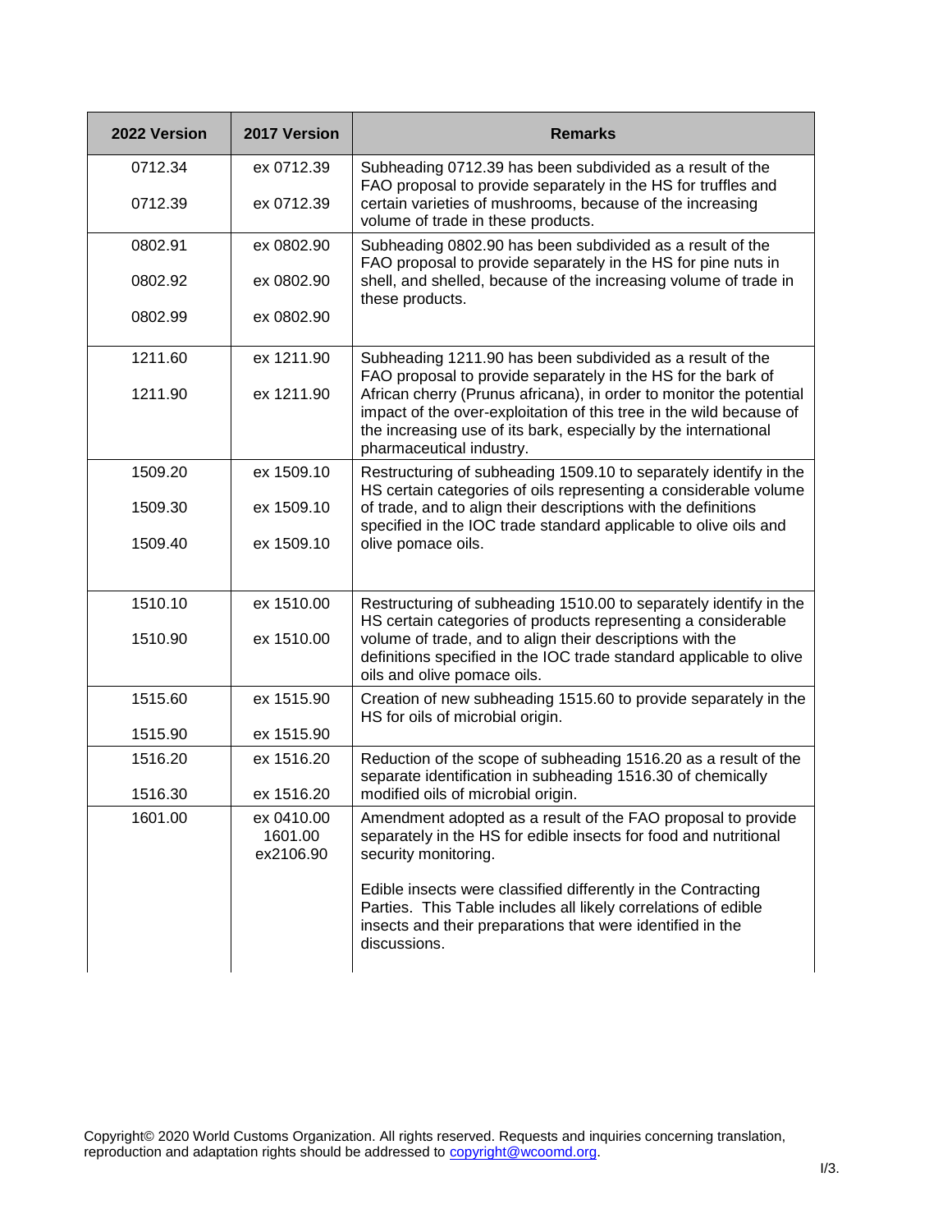| 2022 Version | 2017 Version | Remarks |
|---|---|---|
| 0712.34<br>0712.39 | ex 0712.39<br>ex 0712.39 | Subheading 0712.39 has been subdivided as a result of the FAO proposal to provide separately in the HS for truffles and certain varieties of mushrooms, because of the increasing volume of trade in these products. |
| 0802.91<br>0802.92<br>0802.99 | ex 0802.90<br>ex 0802.90<br>ex 0802.90 | Subheading 0802.90 has been subdivided as a result of the FAO proposal to provide separately in the HS for pine nuts in shell, and shelled, because of the increasing volume of trade in these products. |
| 1211.60<br>1211.90 | ex 1211.90<br>ex 1211.90 | Subheading 1211.90 has been subdivided as a result of the FAO proposal to provide separately in the HS for the bark of African cherry (Prunus africana), in order to monitor the potential impact of the over-exploitation of this tree in the wild because of the increasing use of its bark, especially by the international pharmaceutical industry. |
| 1509.20<br>1509.30<br>1509.40 | ex 1509.10<br>ex 1509.10<br>ex 1509.10 | Restructuring of subheading 1509.10 to separately identify in the HS certain categories of oils representing a considerable volume of trade, and to align their descriptions with the definitions specified in the IOC trade standard applicable to olive oils and olive pomace oils. |
| 1510.10<br>1510.90 | ex 1510.00<br>ex 1510.00 | Restructuring of subheading 1510.00 to separately identify in the HS certain categories of products representing a considerable volume of trade, and to align their descriptions with the definitions specified in the IOC trade standard applicable to olive oils and olive pomace oils. |
| 1515.60<br>1515.90 | ex 1515.90<br>ex 1515.90 | Creation of new subheading 1515.60 to provide separately in the HS for oils of microbial origin. |
| 1516.20<br>1516.30 | ex 1516.20<br>ex 1516.20 | Reduction of the scope of subheading 1516.20 as a result of the separate identification in subheading 1516.30 of chemically modified oils of microbial origin. |
| 1601.00 | ex 0410.00<br>1601.00<br>ex2106.90 | Amendment adopted as a result of the FAO proposal to provide separately in the HS for edible insects for food and nutritional security monitoring.<br><br>Edible insects were classified differently in the Contracting Parties. This Table includes all likely correlations of edible insects and their preparations that were identified in the discussions. |

Copyright© 2020 World Customs Organization. All rights reserved. Requests and inquiries concerning translation, reproduction and adaptation rights should be addressed to copyright@wcoomd.org.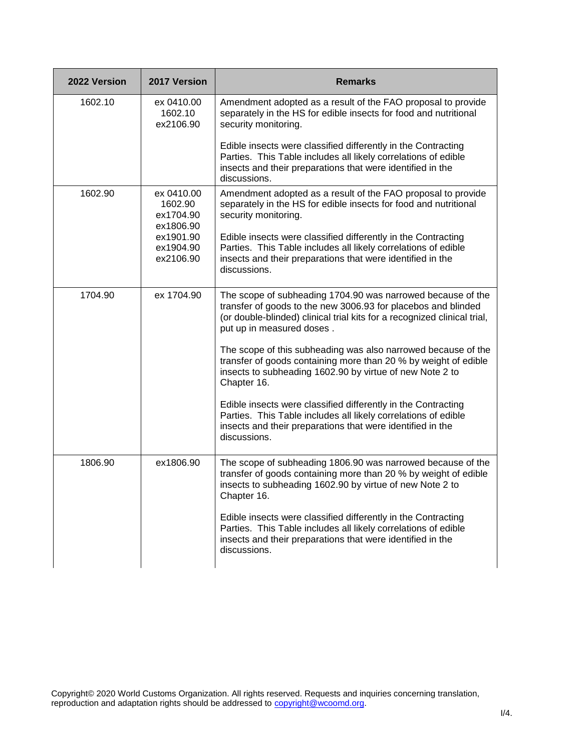| 2022 Version | 2017 Version | Remarks |
| --- | --- | --- |
| 1602.10 | ex 0410.00<br>1602.10<br>ex2106.90 | Amendment adopted as a result of the FAO proposal to provide separately in the HS for edible insects for food and nutritional security monitoring.<br><br>Edible insects were classified differently in the Contracting Parties. This Table includes all likely correlations of edible insects and their preparations that were identified in the discussions. |
| 1602.90 | ex 0410.00<br>1602.90<br>ex1704.90<br>ex1806.90<br>ex1901.90<br>ex1904.90<br>ex2106.90 | Amendment adopted as a result of the FAO proposal to provide separately in the HS for edible insects for food and nutritional security monitoring.<br><br>Edible insects were classified differently in the Contracting Parties. This Table includes all likely correlations of edible insects and their preparations that were identified in the discussions. |
| 1704.90 | ex 1704.90 | The scope of subheading 1704.90 was narrowed because of the transfer of goods to the new 3006.93 for placebos and blinded (or double-blinded) clinical trial kits for a recognized clinical trial, put up in measured doses .<br><br>The scope of this subheading was also narrowed because of the transfer of goods containing more than 20 % by weight of edible insects to subheading 1602.90 by virtue of new Note 2 to Chapter 16.<br><br>Edible insects were classified differently in the Contracting Parties. This Table includes all likely correlations of edible insects and their preparations that were identified in the discussions. |
| 1806.90 | ex1806.90 | The scope of subheading 1806.90 was narrowed because of the transfer of goods containing more than 20 % by weight of edible insects to subheading 1602.90 by virtue of new Note 2 to Chapter 16.<br><br>Edible insects were classified differently in the Contracting Parties. This Table includes all likely correlations of edible insects and their preparations that were identified in the discussions. |

Copyright© 2020 World Customs Organization. All rights reserved. Requests and inquiries concerning translation, reproduction and adaptation rights should be addressed to copyright@wcoomd.org.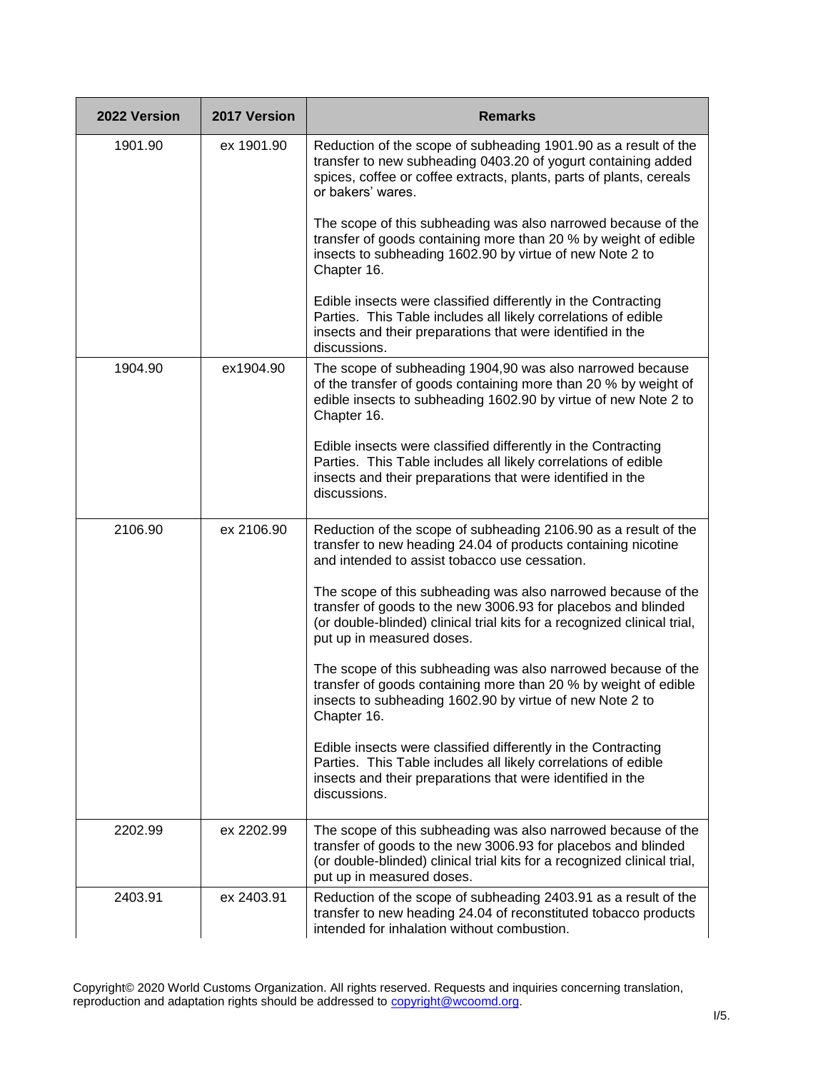| 2022 Version | 2017 Version | Remarks |
|---|---|---|
| 1901.90 | ex 1901.90 | Reduction of the scope of subheading 1901.90 as a result of the transfer to new subheading 0403.20 of yogurt containing added spices, coffee or coffee extracts, plants, parts of plants, cereals or bakers' wares.<br><br>The scope of this subheading was also narrowed because of the transfer of goods containing more than 20 % by weight of edible insects to subheading 1602.90 by virtue of new Note 2 to Chapter 16.<br><br>Edible insects were classified differently in the Contracting Parties. This Table includes all likely correlations of edible insects and their preparations that were identified in the discussions. |
| 1904.90 | ex1904.90 | The scope of subheading 1904,90 was also narrowed because of the transfer of goods containing more than 20 % by weight of edible insects to subheading 1602.90 by virtue of new Note 2 to Chapter 16.<br><br>Edible insects were classified differently in the Contracting Parties. This Table includes all likely correlations of edible insects and their preparations that were identified in the discussions. |
| 2106.90 | ex 2106.90 | Reduction of the scope of subheading 2106.90 as a result of the transfer to new heading 24.04 of products containing nicotine and intended to assist tobacco use cessation.<br><br>The scope of this subheading was also narrowed because of the transfer of goods to the new 3006.93 for placebos and blinded (or double-blinded) clinical trial kits for a recognized clinical trial, put up in measured doses.<br><br>The scope of this subheading was also narrowed because of the transfer of goods containing more than 20 % by weight of edible insects to subheading 1602.90 by virtue of new Note 2 to Chapter 16.<br><br>Edible insects were classified differently in the Contracting Parties. This Table includes all likely correlations of edible insects and their preparations that were identified in the discussions. |
| 2202.99 | ex 2202.99 | The scope of this subheading was also narrowed because of the transfer of goods to the new 3006.93 for placebos and blinded (or double-blinded) clinical trial kits for a recognized clinical trial, put up in measured doses. |
| 2403.91 | ex 2403.91 | Reduction of the scope of subheading 2403.91 as a result of the transfer to new heading 24.04 of reconstituted tobacco products intended for inhalation without combustion. |

Copyright© 2020 World Customs Organization. All rights reserved. Requests and inquiries concerning translation, reproduction and adaptation rights should be addressed to copyright@wcoomd.org.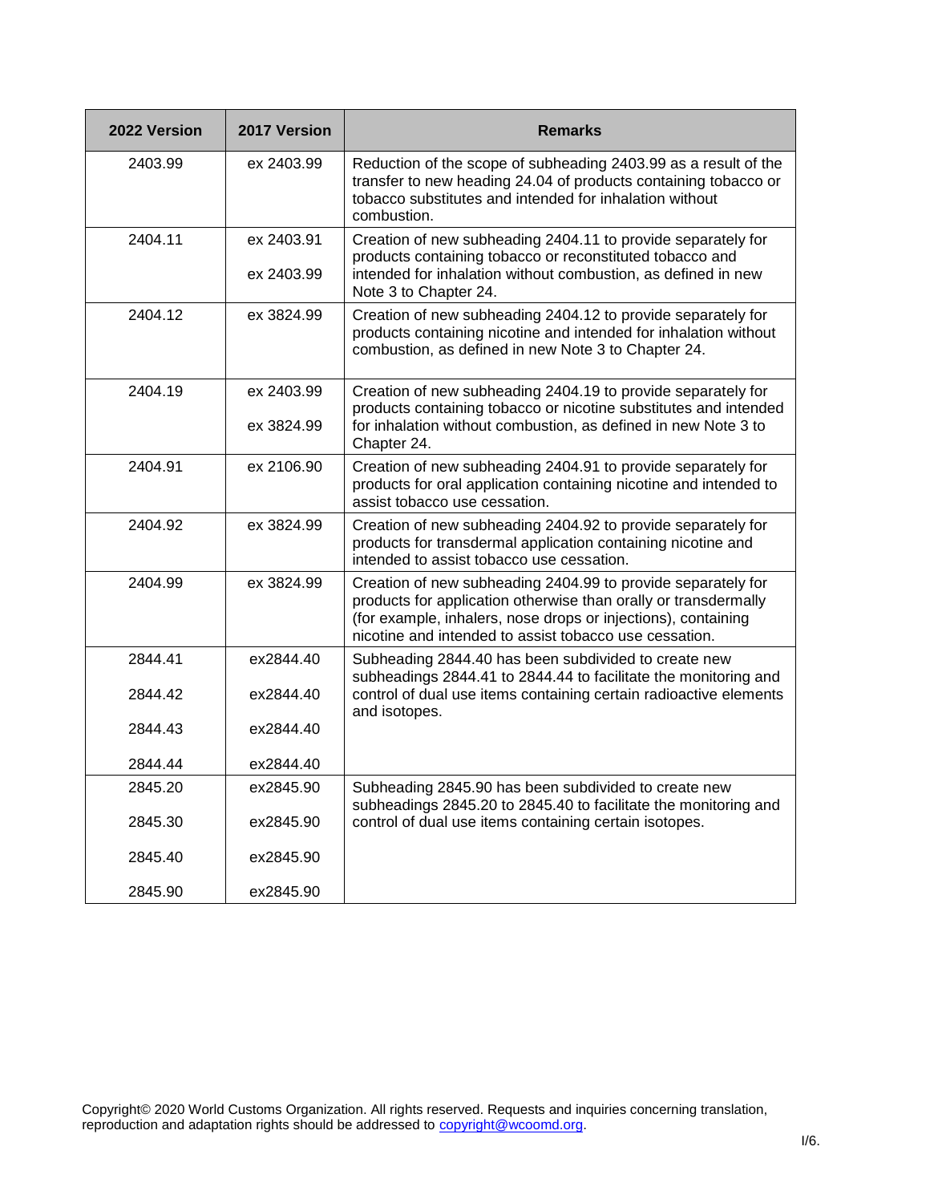| 2022 Version | 2017 Version | Remarks |
|---|---|---|
| 2403.99 | ex 2403.99 | Reduction of the scope of subheading 2403.99 as a result of the transfer to new heading 24.04 of products containing tobacco or tobacco substitutes and intended for inhalation without combustion. |
| 2404.11 | ex 2403.91<br>ex 2403.99 | Creation of new subheading 2404.11 to provide separately for products containing tobacco or reconstituted tobacco and intended for inhalation without combustion, as defined in new Note 3 to Chapter 24. |
| 2404.12 | ex 3824.99 | Creation of new subheading 2404.12 to provide separately for products containing nicotine and intended for inhalation without combustion, as defined in new Note 3 to Chapter 24. |
| 2404.19 | ex 2403.99<br>ex 3824.99 | Creation of new subheading 2404.19 to provide separately for products containing tobacco or nicotine substitutes and intended for inhalation without combustion, as defined in new Note 3 to Chapter 24. |
| 2404.91 | ex 2106.90 | Creation of new subheading 2404.91 to provide separately for products for oral application containing nicotine and intended to assist tobacco use cessation. |
| 2404.92 | ex 3824.99 | Creation of new subheading 2404.92 to provide separately for products for transdermal application containing nicotine and intended to assist tobacco use cessation. |
| 2404.99 | ex 3824.99 | Creation of new subheading 2404.99 to provide separately for products for application otherwise than orally or transdermally (for example, inhalers, nose drops or injections), containing nicotine and intended to assist tobacco use cessation. |
| 2844.41<br>2844.42<br>2844.43<br>2844.44 | ex2844.40<br>ex2844.40<br>ex2844.40<br>ex2844.40 | Subheading 2844.40 has been subdivided to create new subheadings 2844.41 to 2844.44 to facilitate the monitoring and control of dual use items containing certain radioactive elements and isotopes. |
| 2845.20<br>2845.30<br>2845.40<br>2845.90 | ex2845.90<br>ex2845.90<br>ex2845.90<br>ex2845.90 | Subheading 2845.90 has been subdivided to create new subheadings 2845.20 to 2845.40 to facilitate the monitoring and control of dual use items containing certain isotopes. |

Copyright© 2020 World Customs Organization. All rights reserved. Requests and inquiries concerning translation, reproduction and adaptation rights should be addressed to copyright@wcoomd.org.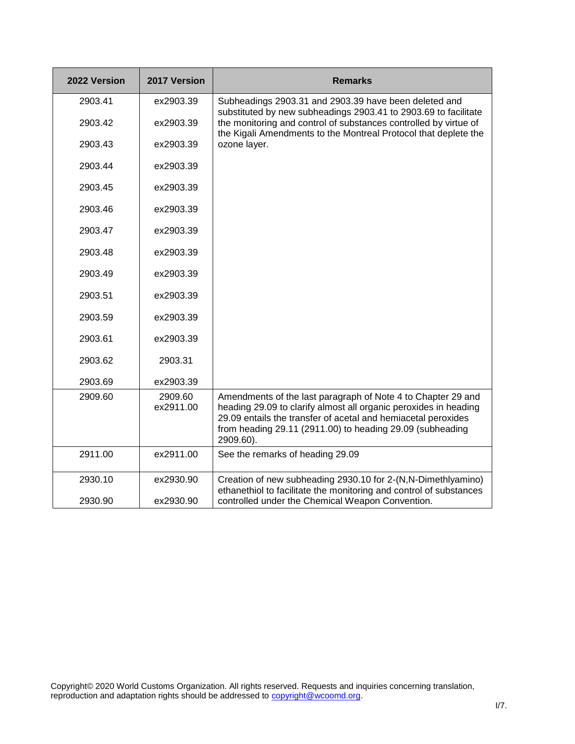| 2022 Version | 2017 Version | Remarks |
|---|---|---|
| 2903.41 | ex2903.39 | Subheadings 2903.31 and 2903.39 have been deleted and substituted by new subheadings 2903.41 to 2903.69 to facilitate the monitoring and control of substances controlled by virtue of the Kigali Amendments to the Montreal Protocol that deplete the ozone layer. |
| 2903.42 | ex2903.39 | |
| 2903.43 | ex2903.39 | |
| 2903.44 | ex2903.39 | |
| 2903.45 | ex2903.39 | |
| 2903.46 | ex2903.39 | |
| 2903.47 | ex2903.39 | |
| 2903.48 | ex2903.39 | |
| 2903.49 | ex2903.39 | |
| 2903.51 | ex2903.39 | |
| 2903.59 | ex2903.39 | |
| 2903.61 | ex2903.39 | |
| 2903.62 | 2903.31 | |
| 2903.69 | ex2903.39 | |
| 2909.60 | 2909.60<br>ex2911.00 | Amendments of the last paragraph of Note 4 to Chapter 29 and heading 29.09 to clarify almost all organic peroxides in heading 29.09 entails the transfer of acetal and hemiacetal peroxides from heading 29.11 (2911.00) to heading 29.09 (subheading 2909.60). |
| 2911.00 | ex2911.00 | See the remarks of heading 29.09 |
| 2930.10 | ex2930.90 | Creation of new subheading 2930.10 for 2-(N,N-Dimethlyamino) ethanethiol to facilitate the monitoring and control of substances controlled under the Chemical Weapon Convention. |
| 2930.90 | ex2930.90 | |

Copyright© 2020 World Customs Organization. All rights reserved. Requests and inquiries concerning translation, reproduction and adaptation rights should be addressed to copyright@wcoomd.org.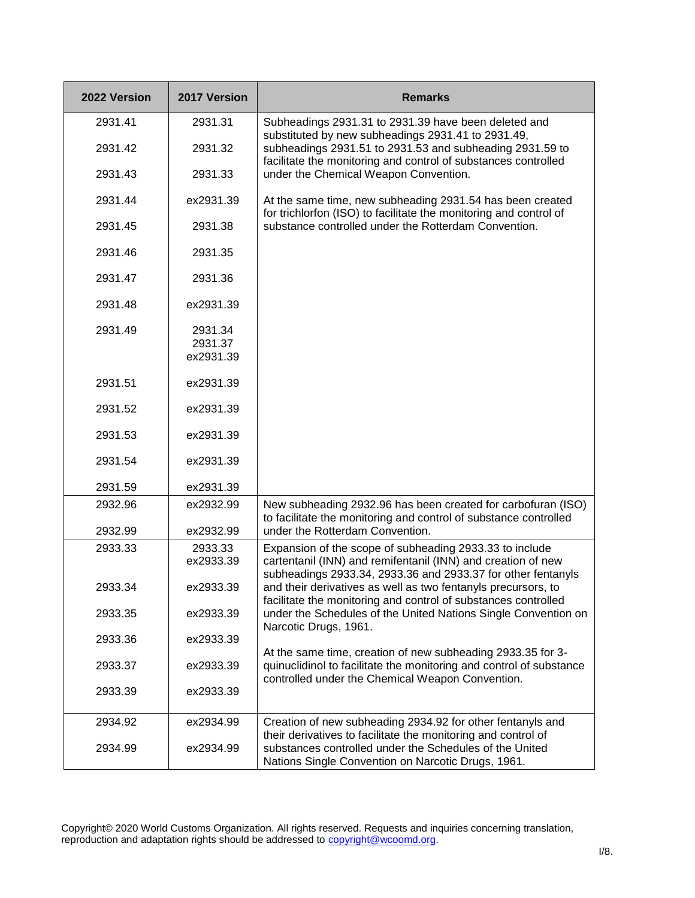| 2022 Version | 2017 Version | Remarks |
|---|---|---|
| 2931.41 | 2931.31 | Subheadings 2931.31 to 2931.39 have been deleted and substituted by new subheadings 2931.41 to 2931.49, subheadings 2931.51 to 2931.53 and subheading 2931.59 to facilitate the monitoring and control of substances controlled under the Chemical Weapon Convention.<br><br>At the same time, new subheading 2931.54 has been created for trichlorfon (ISO) to facilitate the monitoring and control of substance controlled under the Rotterdam Convention. |
| 2931.42 | 2931.32 | |
| 2931.43 | 2931.33 | |
| 2931.44 | ex2931.39 | |
| 2931.45 | 2931.38 | |
| 2931.46 | 2931.35 | |
| 2931.47 | 2931.36 | |
| 2931.48 | ex2931.39 | |
| 2931.49 | 2931.34<br>2931.37<br>ex2931.39 | |
| 2931.51 | ex2931.39 | |
| 2931.52 | ex2931.39 | |
| 2931.53 | ex2931.39 | |
| 2931.54 | ex2931.39 | |
| 2931.59 | ex2931.39 | |
| 2932.96 | ex2932.99 | New subheading 2932.96 has been created for carbofuran (ISO) to facilitate the monitoring and control of substance controlled under the Rotterdam Convention. |
| 2932.99 | ex2932.99 | |
| 2933.33 | 2933.33<br>ex2933.39 | Expansion of the scope of subheading 2933.33 to include cartentanil (INN) and remifentanil (INN) and creation of new subheadings 2933.34, 2933.36 and 2933.37 for other fentanyls and their derivatives as well as two fentanyls precursors, to facilitate the monitoring and control of substances controlled under the Schedules of the United Nations Single Convention on Narcotic Drugs, 1961.<br><br>At the same time, creation of new subheading 2933.35 for 3-quinuclidinol to facilitate the monitoring and control of substance controlled under the Chemical Weapon Convention. |
| 2933.34 | ex2933.39 | |
| 2933.35 | ex2933.39 | |
| 2933.36 | ex2933.39 | |
| 2933.37 | ex2933.39 | |
| 2933.39 | ex2933.39 | |
| 2934.92 | ex2934.99 | Creation of new subheading 2934.92 for other fentanyls and their derivatives to facilitate the monitoring and control of substances controlled under the Schedules of the United Nations Single Convention on Narcotic Drugs, 1961. |
| 2934.99 | ex2934.99 | |

Copyright© 2020 World Customs Organization. All rights reserved. Requests and inquiries concerning translation, reproduction and adaptation rights should be addressed to copyright@wcoomd.org.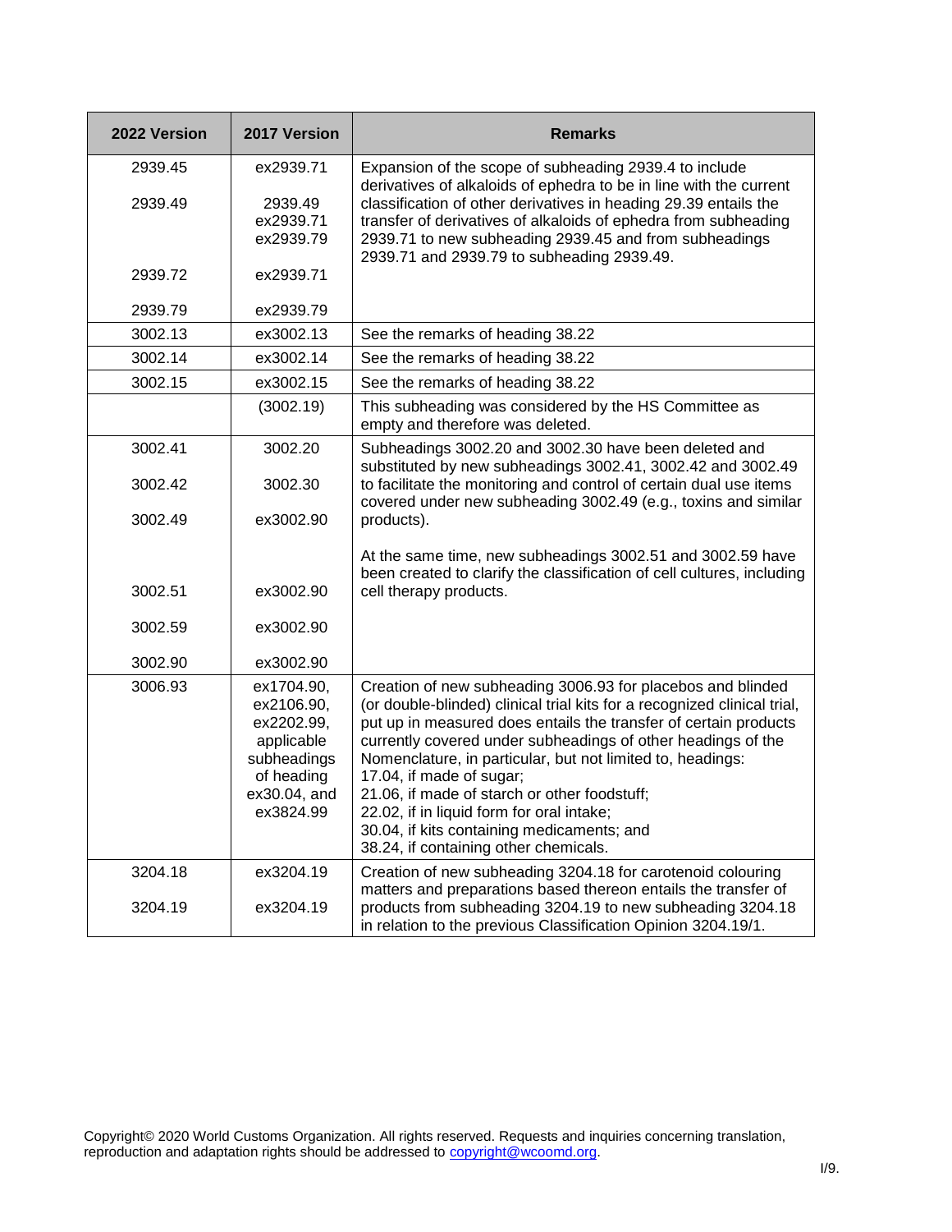| 2022 Version | 2017 Version | Remarks |
|---|---|---|
| 2939.45<br><br>2939.49<br><br><br>2939.72<br><br>2939.79 | ex2939.71<br><br>2939.49<br>ex2939.71<br>ex2939.79<br>ex2939.71<br><br>ex2939.79 | Expansion of the scope of subheading 2939.4 to include derivatives of alkaloids of ephedra to be in line with the current classification of other derivatives in heading 29.39 entails the transfer of derivatives of alkaloids of ephedra from subheading 2939.71 to new subheading 2939.45 and from subheadings 2939.71 and 2939.79 to subheading 2939.49. |
| 3002.13 | ex3002.13 | See the remarks of heading 38.22 |
| 3002.14 | ex3002.14 | See the remarks of heading 38.22 |
| 3002.15 | ex3002.15 | See the remarks of heading 38.22 |
| | (3002.19) | This subheading was considered by the HS Committee as empty and therefore was deleted. |
| 3002.41<br><br>3002.42<br><br>3002.49<br><br><br>3002.51<br><br>3002.59<br><br>3002.90 | 3002.20<br><br>3002.30<br><br>ex3002.90<br><br><br>ex3002.90<br><br>ex3002.90<br><br>ex3002.90 | Subheadings 3002.20 and 3002.30 have been deleted and substituted by new subheadings 3002.41, 3002.42 and 3002.49 to facilitate the monitoring and control of certain dual use items covered under new subheading 3002.49 (e.g., toxins and similar products).<br><br>At the same time, new subheadings 3002.51 and 3002.59 have been created to clarify the classification of cell cultures, including cell therapy products. |
| 3006.93 | ex1704.90, ex2106.90, ex2202.99, applicable subheadings of heading ex30.04, and ex3824.99 | Creation of new subheading 3006.93 for placebos and blinded (or double-blinded) clinical trial kits for a recognized clinical trial, put up in measured does entails the transfer of certain products currently covered under subheadings of other headings of the Nomenclature, in particular, but not limited to, headings:<br>17.04, if made of sugar;<br>21.06, if made of starch or other foodstuff;<br>22.02, if in liquid form for oral intake;<br>30.04, if kits containing medicaments; and<br>38.24, if containing other chemicals. |
| 3204.18<br><br>3204.19 | ex3204.19<br><br>ex3204.19 | Creation of new subheading 3204.18 for carotenoid colouring matters and preparations based thereon entails the transfer of products from subheading 3204.19 to new subheading 3204.18 in relation to the previous Classification Opinion 3204.19/1. |

Copyright© 2020 World Customs Organization. All rights reserved. Requests and inquiries concerning translation, reproduction and adaptation rights should be addressed to copyright@wcoomd.org.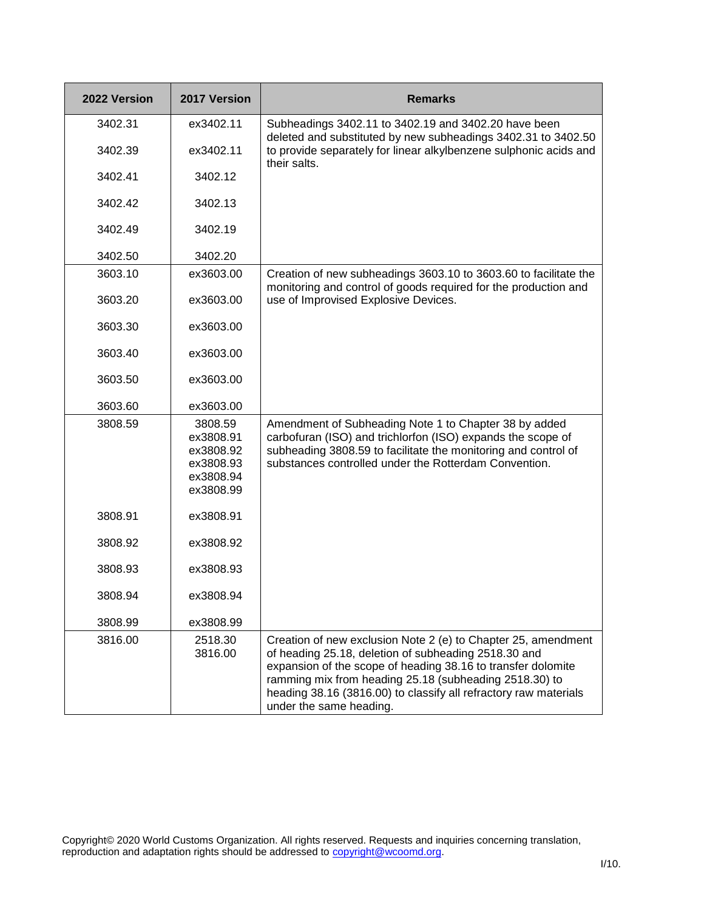| 2022 Version | 2017 Version | Remarks |
|---|---|---|
| 3402.31 | ex3402.11 | Subheadings 3402.11 to 3402.19 and 3402.20 have been deleted and substituted by new subheadings 3402.31 to 3402.50 to provide separately for linear alkylbenzene sulphonic acids and their salts. |
| 3402.39 | ex3402.11 | |
| 3402.41 | 3402.12 | |
| 3402.42 | 3402.13 | |
| 3402.49 | 3402.19 | |
| 3402.50 | 3402.20 | |
| 3603.10 | ex3603.00 | Creation of new subheadings 3603.10 to 3603.60 to facilitate the monitoring and control of goods required for the production and use of Improvised Explosive Devices. |
| 3603.20 | ex3603.00 | |
| 3603.30 | ex3603.00 | |
| 3603.40 | ex3603.00 | |
| 3603.50 | ex3603.00 | |
| 3603.60 | ex3603.00 | |
| 3808.59 | 3808.59<br>ex3808.91<br>ex3808.92<br>ex3808.93<br>ex3808.94<br>ex3808.99 | Amendment of Subheading Note 1 to Chapter 38 by added carbofuran (ISO) and trichlorfon (ISO) expands the scope of subheading 3808.59 to facilitate the monitoring and control of substances controlled under the Rotterdam Convention. |
| 3808.91 | ex3808.91 | |
| 3808.92 | ex3808.92 | |
| 3808.93 | ex3808.93 | |
| 3808.94 | ex3808.94 | |
| 3808.99 | ex3808.99 | |
| 3816.00 | 2518.30<br>3816.00 | Creation of new exclusion Note 2 (e) to Chapter 25, amendment of heading 25.18, deletion of subheading 2518.30 and expansion of the scope of heading 38.16 to transfer dolomite ramming mix from heading 25.18 (subheading 2518.30) to heading 38.16 (3816.00) to classify all refractory raw materials under the same heading. |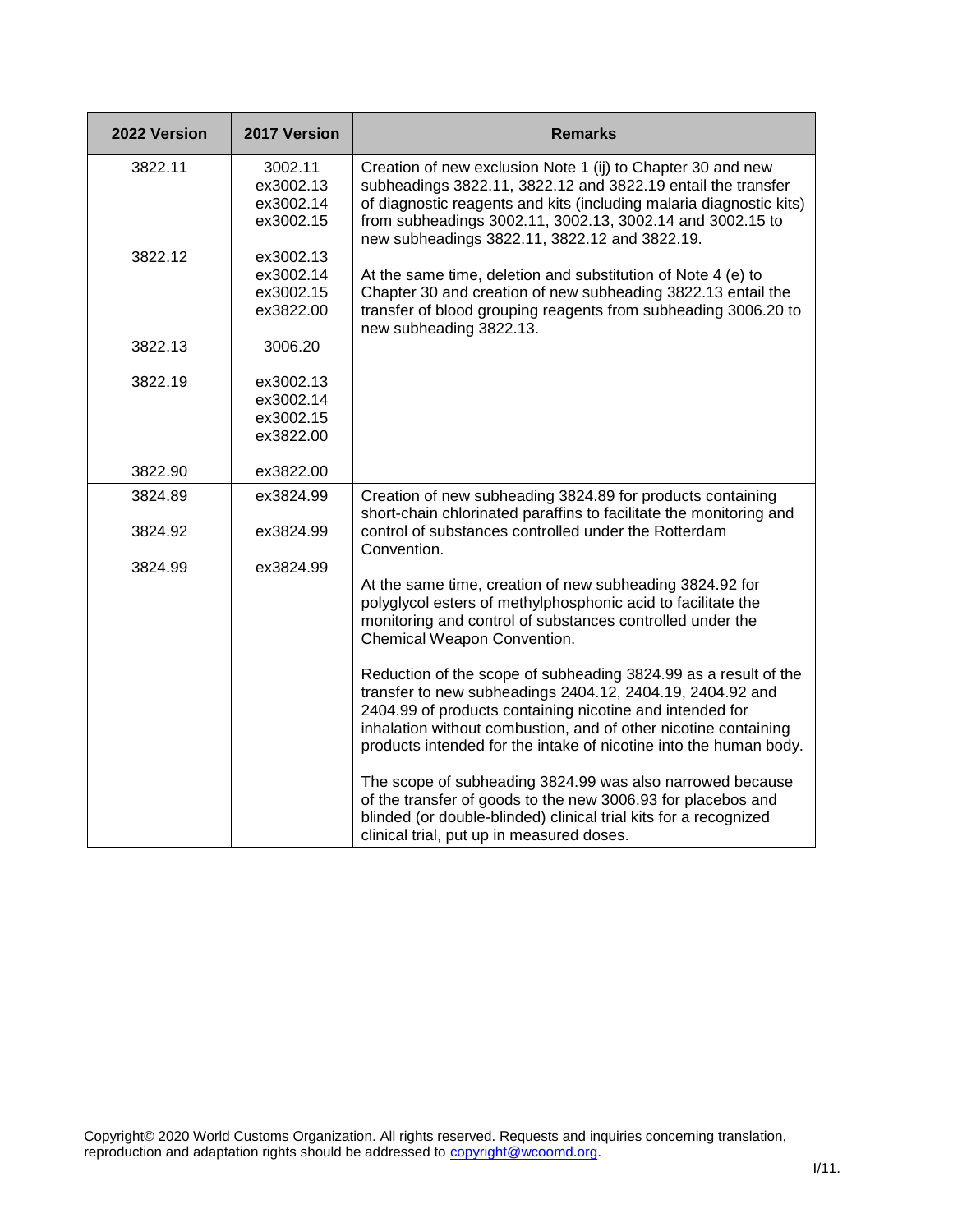| 2022 Version | 2017 Version | Remarks |
|---|---|---|
| 3822.11 | 3002.11<br>ex3002.13<br>ex3002.14<br>ex3002.15 | Creation of new exclusion Note 1 (ij) to Chapter 30 and new subheadings 3822.11, 3822.12 and 3822.19 entail the transfer of diagnostic reagents and kits (including malaria diagnostic kits) from subheadings 3002.11, 3002.13, 3002.14 and 3002.15 to new subheadings 3822.11, 3822.12 and 3822.19.<br><br>At the same time, deletion and substitution of Note 4 (e) to Chapter 30 and creation of new subheading 3822.13 entail the transfer of blood grouping reagents from subheading 3006.20 to new subheading 3822.13. |
| 3822.12 | ex3002.13<br>ex3002.14<br>ex3002.15<br>ex3822.00 | |
| 3822.13 | 3006.20 | |
| 3822.19 | ex3002.13<br>ex3002.14<br>ex3002.15<br>ex3822.00 | |
| 3822.90 | ex3822.00 | |
| 3824.89 | ex3824.99 | Creation of new subheading 3824.89 for products containing short-chain chlorinated paraffins to facilitate the monitoring and control of substances controlled under the Rotterdam Convention.<br><br>At the same time, creation of new subheading 3824.92 for polyglycol esters of methylphosphonic acid to facilitate the monitoring and control of substances controlled under the Chemical Weapon Convention.<br><br>Reduction of the scope of subheading 3824.99 as a result of the transfer to new subheadings 2404.12, 2404.19, 2404.92 and 2404.99 of products containing nicotine and intended for inhalation without combustion, and of other nicotine containing products intended for the intake of nicotine into the human body.<br><br>The scope of subheading 3824.99 was also narrowed because of the transfer of goods to the new 3006.93 for placebos and blinded (or double-blinded) clinical trial kits for a recognized clinical trial, put up in measured doses. |
| 3824.92 | ex3824.99 | |
| 3824.99 | ex3824.99 | |

Copyright© 2020 World Customs Organization. All rights reserved. Requests and inquiries concerning translation, reproduction and adaptation rights should be addressed to copyright@wcoomd.org.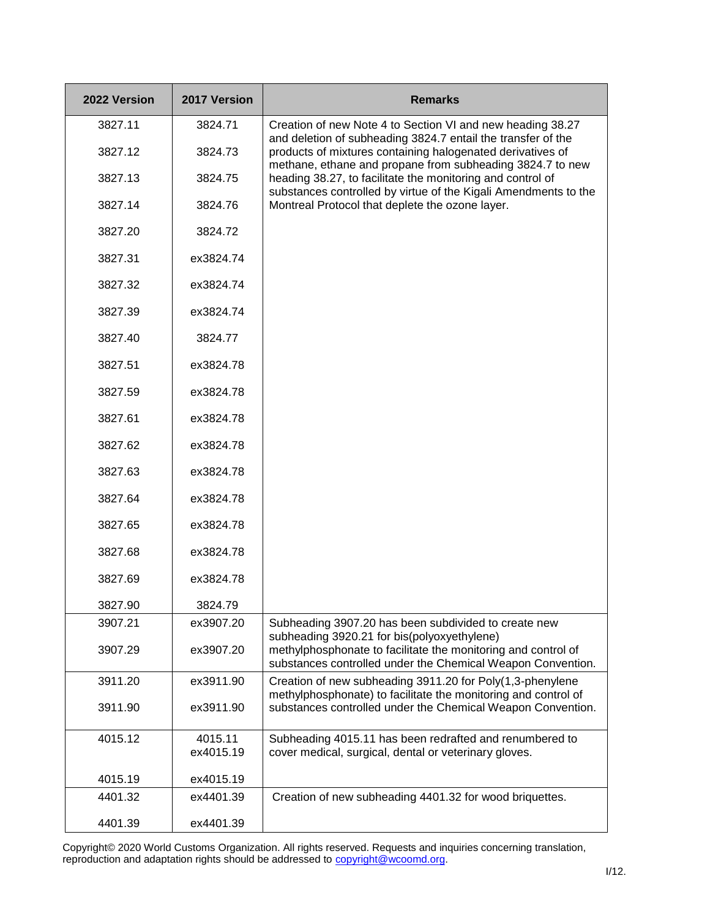| 2022 Version | 2017 Version | Remarks |
|---|---|---|
| 3827.11 | 3824.71 | Creation of new Note 4 to Section VI and new heading 38.27 and deletion of subheading 3824.7 entail the transfer of the products of mixtures containing halogenated derivatives of methane, ethane and propane from subheading 3824.7 to new heading 38.27, to facilitate the monitoring and control of substances controlled by virtue of the Kigali Amendments to the Montreal Protocol that deplete the ozone layer. |
| 3827.12 | 3824.73 | |
| 3827.13 | 3824.75 | |
| 3827.14 | 3824.76 | |
| 3827.20 | 3824.72 | |
| 3827.31 | ex3824.74 | |
| 3827.32 | ex3824.74 | |
| 3827.39 | ex3824.74 | |
| 3827.40 | 3824.77 | |
| 3827.51 | ex3824.78 | |
| 3827.59 | ex3824.78 | |
| 3827.61 | ex3824.78 | |
| 3827.62 | ex3824.78 | |
| 3827.63 | ex3824.78 | |
| 3827.64 | ex3824.78 | |
| 3827.65 | ex3824.78 | |
| 3827.68 | ex3824.78 | |
| 3827.69 | ex3824.78 | |
| 3827.90 | 3824.79 | |
| 3907.21 | ex3907.20 | Subheading 3907.20 has been subdivided to create new subheading 3920.21 for bis(polyoxyethylene) methylphosphonate to facilitate the monitoring and control of substances controlled under the Chemical Weapon Convention. |
| 3907.29 | ex3907.20 | |
| 3911.20 | ex3911.90 | Creation of new subheading 3911.20 for Poly(1,3-phenylene methylphosphonate) to facilitate the monitoring and control of substances controlled under the Chemical Weapon Convention. |
| 3911.90 | ex3911.90 | |
| 4015.12 | 4015.11<br>ex4015.19 | Subheading 4015.11 has been redrafted and renumbered to cover medical, surgical, dental or veterinary gloves. |
| 4015.19 | ex4015.19 | |
| 4401.32 | ex4401.39 | Creation of new subheading 4401.32 for wood briquettes. |
| 4401.39 | ex4401.39 | |

Copyright© 2020 World Customs Organization. All rights reserved. Requests and inquiries concerning translation, reproduction and adaptation rights should be addressed to copyright@wcoomd.org.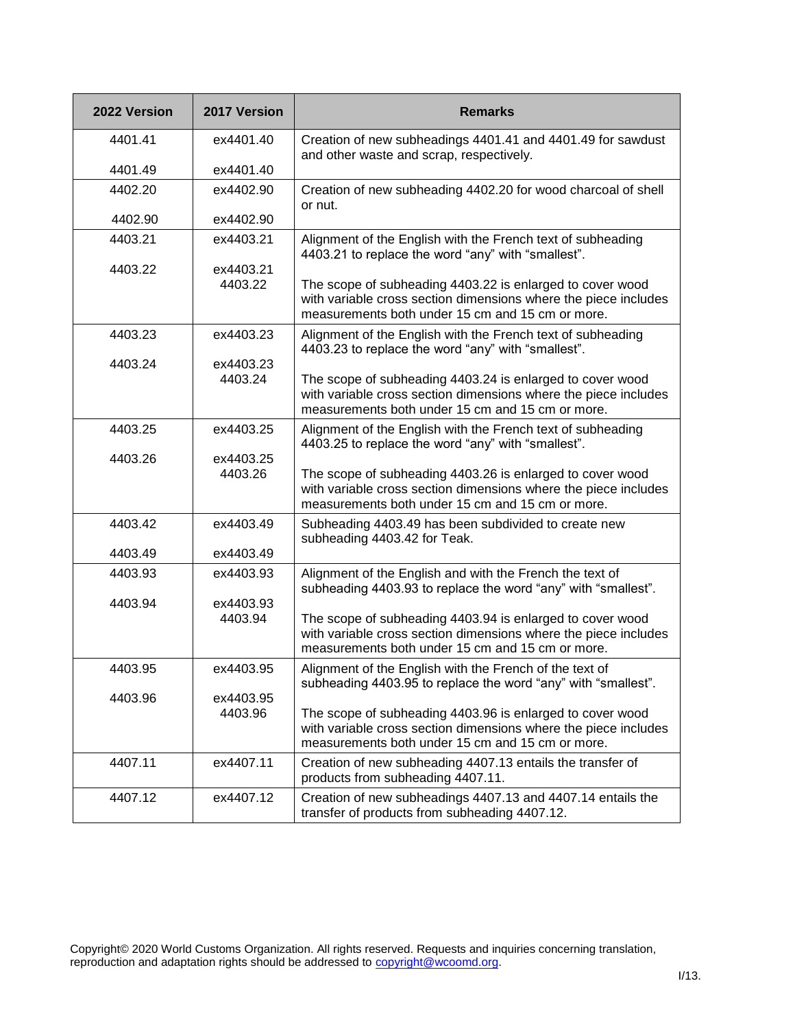| 2022 Version | 2017 Version | Remarks |
|---|---|---|
| 4401.41<br><br>4401.49 | ex4401.40<br><br>ex4401.40 | Creation of new subheadings 4401.41 and 4401.49 for sawdust and other waste and scrap, respectively. |
| 4402.20<br><br>4402.90 | ex4402.90<br><br>ex4402.90 | Creation of new subheading 4402.20 for wood charcoal of shell or nut. |
| 4403.21<br><br>4403.22 | ex4403.21<br><br>ex4403.21<br>4403.22 | Alignment of the English with the French text of subheading 4403.21 to replace the word "any" with "smallest".<br><br>The scope of subheading 4403.22 is enlarged to cover wood with variable cross section dimensions where the piece includes measurements both under 15 cm and 15 cm or more. |
| 4403.23<br><br>4403.24 | ex4403.23<br><br>ex4403.23<br>4403.24 | Alignment of the English with the French text of subheading 4403.23 to replace the word "any" with "smallest".<br><br>The scope of subheading 4403.24 is enlarged to cover wood with variable cross section dimensions where the piece includes measurements both under 15 cm and 15 cm or more. |
| 4403.25<br><br>4403.26 | ex4403.25<br><br>ex4403.25<br>4403.26 | Alignment of the English with the French text of subheading 4403.25 to replace the word "any" with "smallest".<br><br>The scope of subheading 4403.26 is enlarged to cover wood with variable cross section dimensions where the piece includes measurements both under 15 cm and 15 cm or more. |
| 4403.42<br><br>4403.49 | ex4403.49<br><br>ex4403.49 | Subheading 4403.49 has been subdivided to create new subheading 4403.42 for Teak. |
| 4403.93<br><br>4403.94 | ex4403.93<br><br>ex4403.93<br>4403.94 | Alignment of the English and with the French the text of subheading 4403.93 to replace the word "any" with "smallest".<br><br>The scope of subheading 4403.94 is enlarged to cover wood with variable cross section dimensions where the piece includes measurements both under 15 cm and 15 cm or more. |
| 4403.95<br><br>4403.96 | ex4403.95<br><br>ex4403.95<br>4403.96 | Alignment of the English with the French of the text of subheading 4403.95 to replace the word "any" with "smallest".<br><br>The scope of subheading 4403.96 is enlarged to cover wood with variable cross section dimensions where the piece includes measurements both under 15 cm and 15 cm or more. |
| 4407.11 | ex4407.11 | Creation of new subheading 4407.13 entails the transfer of products from subheading 4407.11. |
| 4407.12 | ex4407.12 | Creation of new subheadings 4407.13 and 4407.14 entails the transfer of products from subheading 4407.12. |

Copyright© 2020 World Customs Organization. All rights reserved. Requests and inquiries concerning translation, reproduction and adaptation rights should be addressed to copyright@wcoomd.org.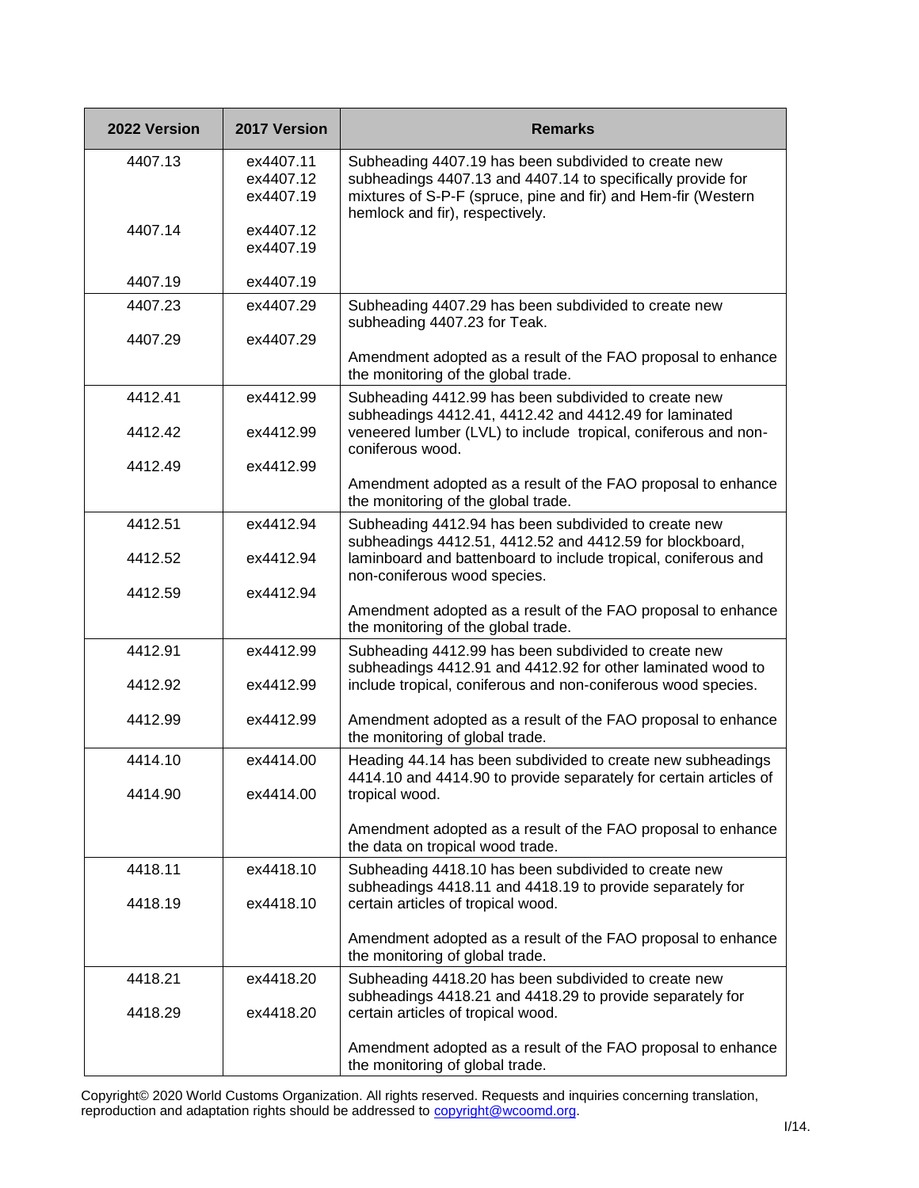| 2022 Version | 2017 Version | Remarks |
|---|---|---|
| 4407.13<br><br><br>4407.14<br><br>4407.19 | ex4407.11<br>ex4407.12<br>ex4407.19<br>ex4407.12<br>ex4407.19<br>ex4407.19 | Subheading 4407.19 has been subdivided to create new subheadings 4407.13 and 4407.14 to specifically provide for mixtures of S-P-F (spruce, pine and fir) and Hem-fir (Western hemlock and fir), respectively. |
| 4407.23<br>4407.29 | ex4407.29<br>ex4407.29 | Subheading 4407.29 has been subdivided to create new subheading 4407.23 for Teak.<br><br>Amendment adopted as a result of the FAO proposal to enhance the monitoring of the global trade. |
| 4412.41<br>4412.42<br>4412.49 | ex4412.99<br>ex4412.99<br>ex4412.99 | Subheading 4412.99 has been subdivided to create new subheadings 4412.41, 4412.42 and 4412.49 for laminated veneered lumber (LVL) to include tropical, coniferous and non-coniferous wood.<br><br>Amendment adopted as a result of the FAO proposal to enhance the monitoring of the global trade. |
| 4412.51<br>4412.52<br>4412.59 | ex4412.94<br>ex4412.94<br>ex4412.94 | Subheading 4412.94 has been subdivided to create new subheadings 4412.51, 4412.52 and 4412.59 for blockboard, laminboard and battenboard to include tropical, coniferous and non-coniferous wood species.<br><br>Amendment adopted as a result of the FAO proposal to enhance the monitoring of the global trade. |
| 4412.91<br>4412.92<br>4412.99 | ex4412.99<br>ex4412.99<br>ex4412.99 | Subheading 4412.99 has been subdivided to create new subheadings 4412.91 and 4412.92 for other laminated wood to include tropical, coniferous and non-coniferous wood species.<br><br>Amendment adopted as a result of the FAO proposal to enhance the monitoring of global trade. |
| 4414.10<br>4414.90 | ex4414.00<br>ex4414.00 | Heading 44.14 has been subdivided to create new subheadings 4414.10 and 4414.90 to provide separately for certain articles of tropical wood.<br><br>Amendment adopted as a result of the FAO proposal to enhance the data on tropical wood trade. |
| 4418.11<br>4418.19 | ex4418.10<br>ex4418.10 | Subheading 4418.10 has been subdivided to create new subheadings 4418.11 and 4418.19 to provide separately for certain articles of tropical wood.<br><br>Amendment adopted as a result of the FAO proposal to enhance the monitoring of global trade. |
| 4418.21<br>4418.29 | ex4418.20<br>ex4418.20 | Subheading 4418.20 has been subdivided to create new subheadings 4418.21 and 4418.29 to provide separately for certain articles of tropical wood.<br><br>Amendment adopted as a result of the FAO proposal to enhance the monitoring of global trade. |

Copyright© 2020 World Customs Organization. All rights reserved. Requests and inquiries concerning translation, reproduction and adaptation rights should be addressed to copyright@wcoomd.org.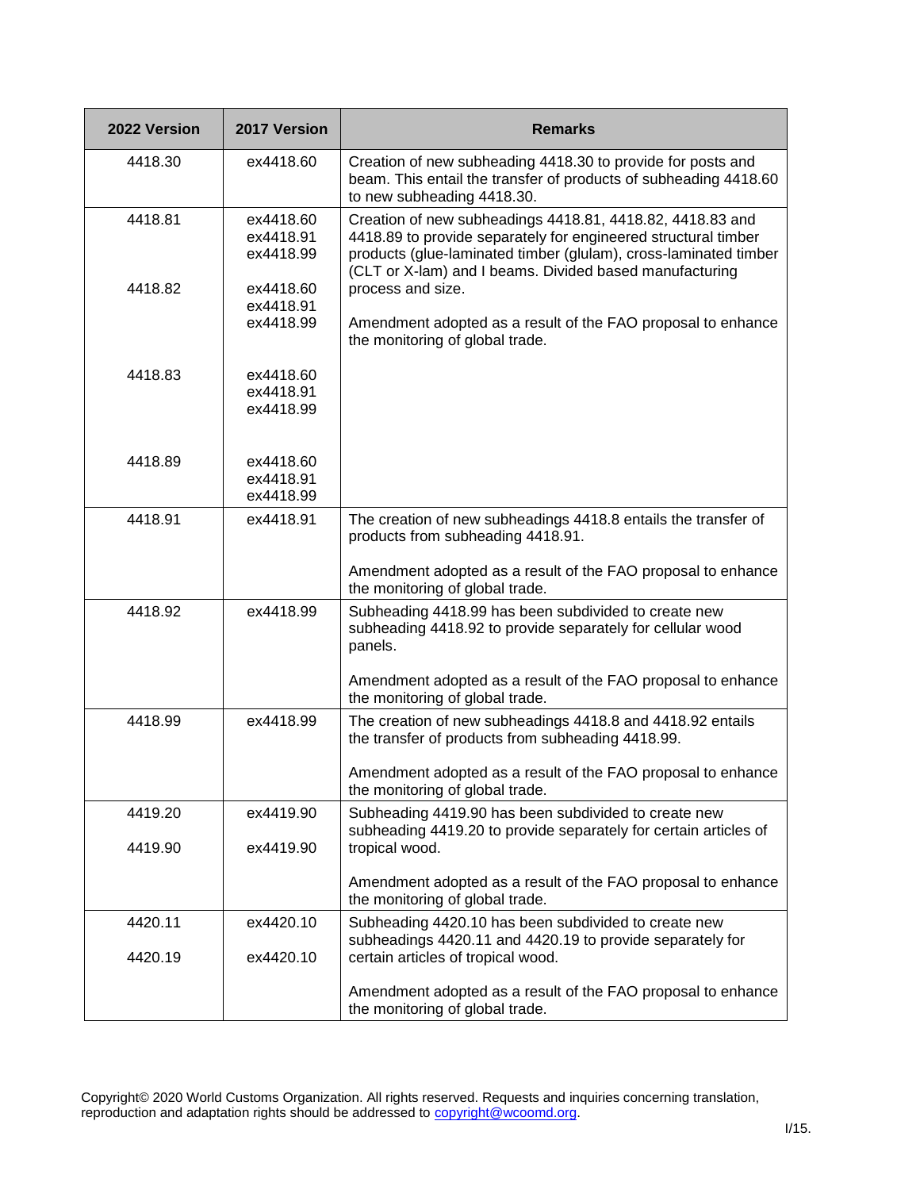| 2022 Version | 2017 Version | Remarks |
|---|---|---|
| 4418.30 | ex4418.60 | Creation of new subheading 4418.30 to provide for posts and beam. This entail the transfer of products of subheading 4418.60 to new subheading 4418.30. |
| 4418.81<br><br>4418.82<br><br>4418.83<br><br>4418.89 | ex4418.60<br>ex4418.91<br>ex4418.99<br><br>ex4418.60<br>ex4418.91<br>ex4418.99<br><br>ex4418.60<br>ex4418.91<br>ex4418.99<br><br>ex4418.60<br>ex4418.91<br>ex4418.99 | Creation of new subheadings 4418.81, 4418.82, 4418.83 and 4418.89 to provide separately for engineered structural timber products (glue-laminated timber (glulam), cross-laminated timber (CLT or X-lam) and I beams. Divided based manufacturing process and size.<br><br>Amendment adopted as a result of the FAO proposal to enhance the monitoring of global trade. |
| 4418.91 | ex4418.91 | The creation of new subheadings 4418.8 entails the transfer of products from subheading 4418.91.<br><br>Amendment adopted as a result of the FAO proposal to enhance the monitoring of global trade. |
| 4418.92 | ex4418.99 | Subheading 4418.99 has been subdivided to create new subheading 4418.92 to provide separately for cellular wood panels.<br><br>Amendment adopted as a result of the FAO proposal to enhance the monitoring of global trade. |
| 4418.99 | ex4418.99 | The creation of new subheadings 4418.8 and 4418.92 entails the transfer of products from subheading 4418.99.<br><br>Amendment adopted as a result of the FAO proposal to enhance the monitoring of global trade. |
| 4419.20<br><br>4419.90 | ex4419.90<br><br>ex4419.90 | Subheading 4419.90 has been subdivided to create new subheading 4419.20 to provide separately for certain articles of tropical wood.<br><br>Amendment adopted as a result of the FAO proposal to enhance the monitoring of global trade. |
| 4420.11<br><br>4420.19 | ex4420.10<br><br>ex4420.10 | Subheading 4420.10 has been subdivided to create new subheadings 4420.11 and 4420.19 to provide separately for certain articles of tropical wood.<br><br>Amendment adopted as a result of the FAO proposal to enhance the monitoring of global trade. |

Copyright© 2020 World Customs Organization. All rights reserved. Requests and inquiries concerning translation, reproduction and adaptation rights should be addressed to copyright@wcoomd.org.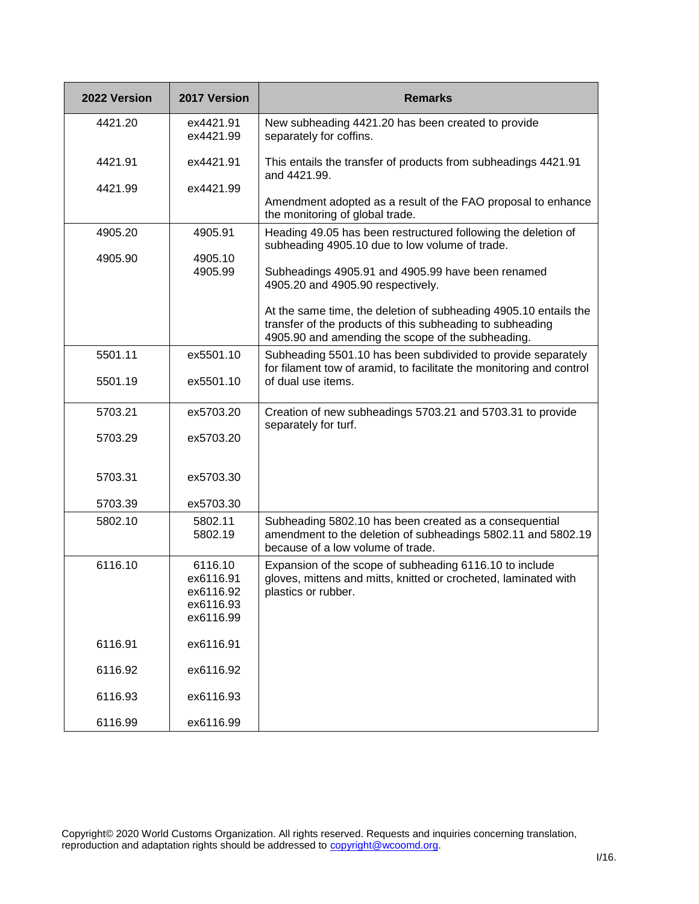| 2022 Version | 2017 Version | Remarks |
|---|---|---|
| 4421.20<br><br>4421.91<br><br>4421.99 | ex4421.91<br>ex4421.99<br><br>ex4421.91<br><br>ex4421.99 | New subheading 4421.20 has been created to provide separately for coffins.<br><br>This entails the transfer of products from subheadings 4421.91 and 4421.99.<br><br>Amendment adopted as a result of the FAO proposal to enhance the monitoring of global trade. |
| 4905.20<br><br>4905.90 | 4905.91<br><br>4905.10<br>4905.99 | Heading 49.05 has been restructured following the deletion of subheading 4905.10 due to low volume of trade.<br><br>Subheadings 4905.91 and 4905.99 have been renamed 4905.20 and 4905.90 respectively.<br><br>At the same time, the deletion of subheading 4905.10 entails the transfer of the products of this subheading to subheading 4905.90 and amending the scope of the subheading. |
| 5501.11<br><br>5501.19 | ex5501.10<br><br>ex5501.10 | Subheading 5501.10 has been subdivided to provide separately for filament tow of aramid, to facilitate the monitoring and control of dual use items. |
| 5703.21<br><br>5703.29<br><br>5703.31<br><br>5703.39 | ex5703.20<br><br>ex5703.20<br><br>ex5703.30<br><br>ex5703.30 | Creation of new subheadings 5703.21 and 5703.31 to provide separately for turf. |
| 5802.10 | 5802.11<br>5802.19 | Subheading 5802.10 has been created as a consequential amendment to the deletion of subheadings 5802.11 and 5802.19 because of a low volume of trade. |
| 6116.10<br><br>6116.91<br><br>6116.92<br><br>6116.93<br><br>6116.99 | 6116.10<br>ex6116.91<br>ex6116.92<br>ex6116.93<br>ex6116.99<br><br>ex6116.91<br><br>ex6116.92<br><br>ex6116.93<br><br>ex6116.99 | Expansion of the scope of subheading 6116.10 to include gloves, mittens and mitts, knitted or crocheted, laminated with plastics or rubber. |

Copyright© 2020 World Customs Organization. All rights reserved. Requests and inquiries concerning translation, reproduction and adaptation rights should be addressed to copyright@wcoomd.org.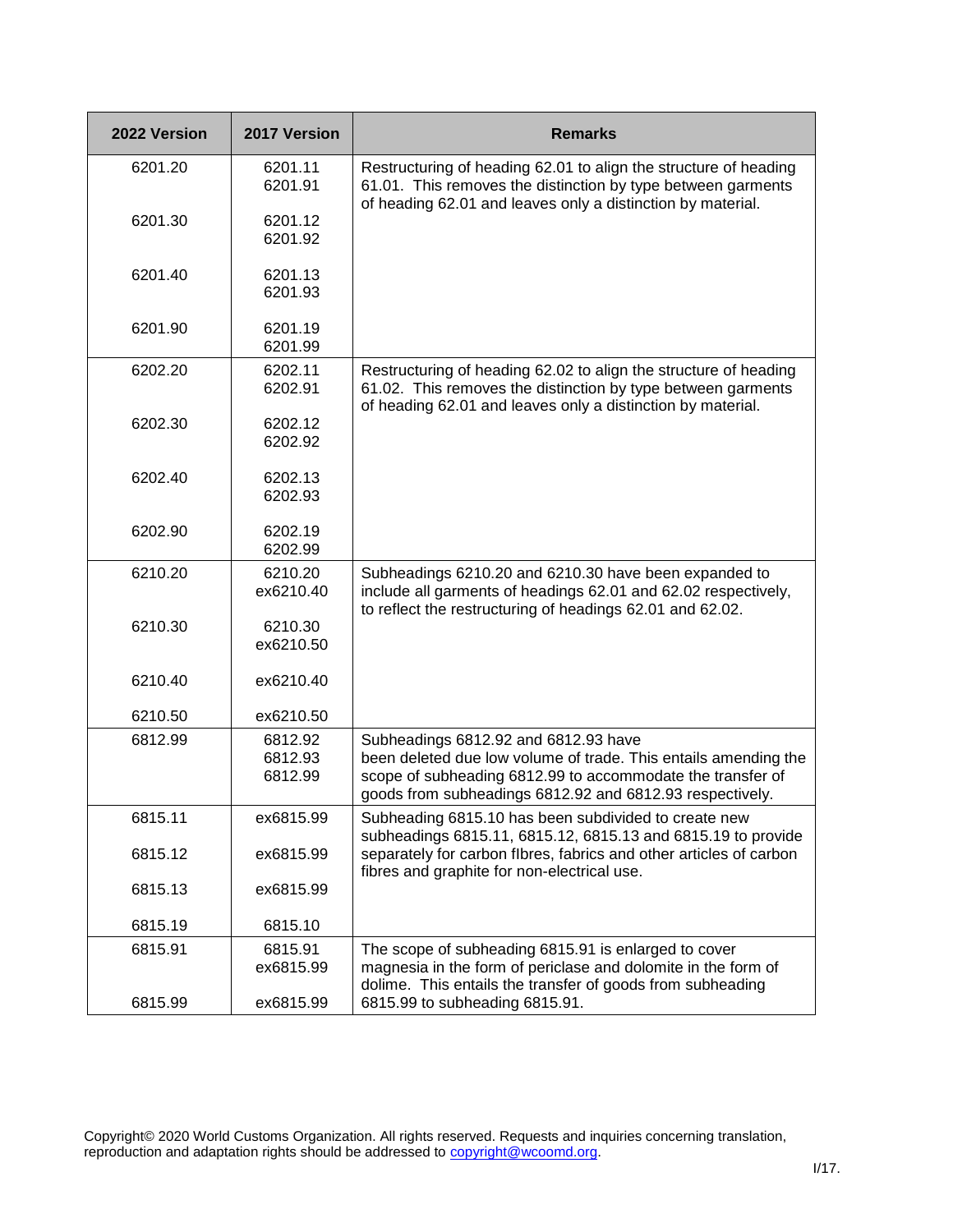| 2022 Version | 2017 Version | Remarks |
|---|---|---|
| 6201.20 | 6201.11<br>6201.91 | Restructuring of heading 62.01 to align the structure of heading 61.01. This removes the distinction by type between garments of heading 62.01 and leaves only a distinction by material. |
| 6201.30 | 6201.12<br>6201.92 | |
| 6201.40 | 6201.13<br>6201.93 | |
| 6201.90 | 6201.19<br>6201.99 | |
| 6202.20 | 6202.11<br>6202.91 | Restructuring of heading 62.02 to align the structure of heading 61.02. This removes the distinction by type between garments of heading 62.01 and leaves only a distinction by material. |
| 6202.30 | 6202.12<br>6202.92 | |
| 6202.40 | 6202.13<br>6202.93 | |
| 6202.90 | 6202.19<br>6202.99 | |
| 6210.20 | 6210.20<br>ex6210.40 | Subheadings 6210.20 and 6210.30 have been expanded to include all garments of headings 62.01 and 62.02 respectively, to reflect the restructuring of headings 62.01 and 62.02. |
| 6210.30 | 6210.30<br>ex6210.50 | |
| 6210.40 | ex6210.40 | |
| 6210.50 | ex6210.50 | |
| 6812.99 | 6812.92<br>6812.93<br>6812.99 | Subheadings 6812.92 and 6812.93 have been deleted due low volume of trade. This entails amending the scope of subheading 6812.99 to accommodate the transfer of goods from subheadings 6812.92 and 6812.93 respectively. |
| 6815.11 | ex6815.99 | Subheading 6815.10 has been subdivided to create new subheadings 6815.11, 6815.12, 6815.13 and 6815.19 to provide separately for carbon fIbres, fabrics and other articles of carbon fibres and graphite for non-electrical use. |
| 6815.12 | ex6815.99 | |
| 6815.13 | ex6815.99 | |
| 6815.19 | 6815.10 | |
| 6815.91 | 6815.91<br>ex6815.99 | The scope of subheading 6815.91 is enlarged to cover magnesia in the form of periclase and dolomite in the form of dolime. This entails the transfer of goods from subheading 6815.99 to subheading 6815.91. |
| 6815.99 | ex6815.99 | |

Copyright© 2020 World Customs Organization. All rights reserved. Requests and inquiries concerning translation, reproduction and adaptation rights should be addressed to copyright@wcoomd.org.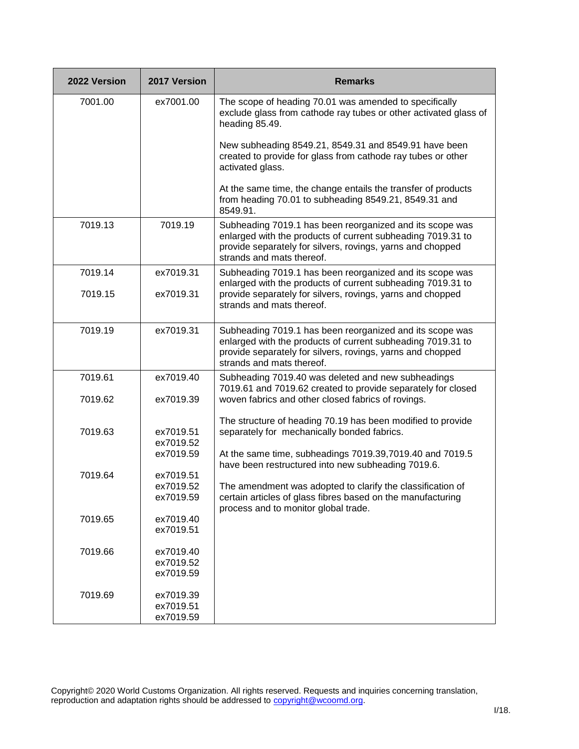| 2022 Version | 2017 Version | Remarks |
|---|---|---|
| 7001.00 | ex7001.00 | The scope of heading 70.01 was amended to specifically exclude glass from cathode ray tubes or other activated glass of heading 85.49.<br><br>New subheading 8549.21, 8549.31 and 8549.91 have been created to provide for glass from cathode ray tubes or other activated glass.<br><br>At the same time, the change entails the transfer of products from heading 70.01 to subheading 8549.21, 8549.31 and 8549.91. |
| 7019.13 | 7019.19 | Subheading 7019.1 has been reorganized and its scope was enlarged with the products of current subheading 7019.31 to provide separately for silvers, rovings, yarns and chopped strands and mats thereof. |
| 7019.14<br><br>7019.15 | ex7019.31<br><br>ex7019.31 | Subheading 7019.1 has been reorganized and its scope was enlarged with the products of current subheading 7019.31 to provide separately for silvers, rovings, yarns and chopped strands and mats thereof. |
| 7019.19 | ex7019.31 | Subheading 7019.1 has been reorganized and its scope was enlarged with the products of current subheading 7019.31 to provide separately for silvers, rovings, yarns and chopped strands and mats thereof. |
| 7019.61<br><br>7019.62<br><br>7019.63<br><br>7019.64<br><br>7019.65<br><br>7019.66<br><br>7019.69 | ex7019.40<br><br>ex7019.39<br><br>ex7019.51<br>ex7019.52<br>ex7019.59<br><br>ex7019.51<br>ex7019.52<br>ex7019.59<br><br>ex7019.40<br>ex7019.51<br><br>ex7019.40<br>ex7019.52<br>ex7019.59<br><br>ex7019.39<br>ex7019.51<br>ex7019.59 | Subheading 7019.40 was deleted and new subheadings 7019.61 and 7019.62 created to provide separately for closed woven fabrics and other closed fabrics of rovings.<br><br>The structure of heading 70.19 has been modified to provide separately for mechanically bonded fabrics.<br><br>At the same time, subheadings 7019.39,7019.40 and 7019.5 have been restructured into new subheading 7019.6.<br><br>The amendment was adopted to clarify the classification of certain articles of glass fibres based on the manufacturing process and to monitor global trade. |

Copyright© 2020 World Customs Organization. All rights reserved. Requests and inquiries concerning translation, reproduction and adaptation rights should be addressed to copyright@wcoomd.org.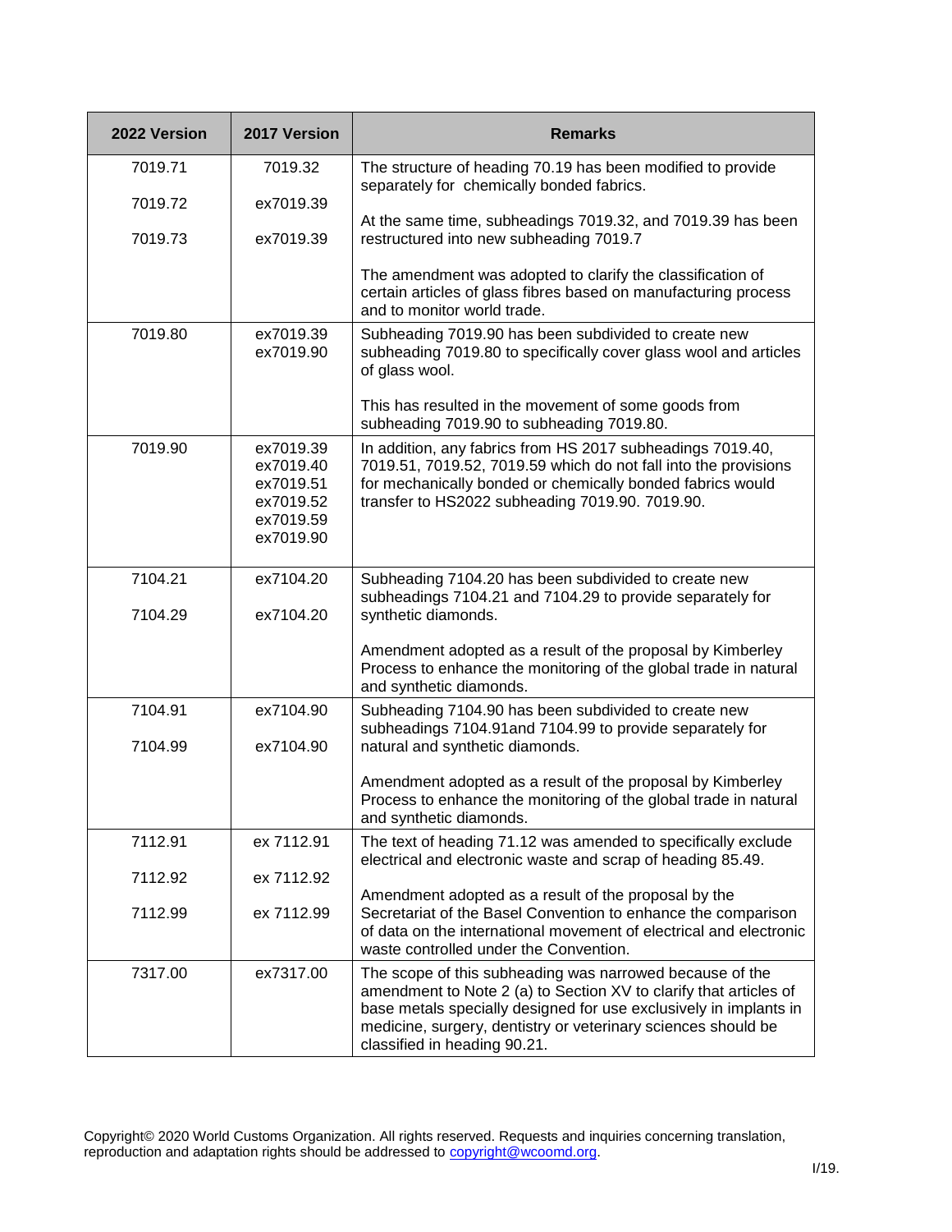| 2022 Version | 2017 Version | Remarks |
|---|---|---|
| 7019.71<br>7019.72<br>7019.73 | 7019.32<br>ex7019.39<br>ex7019.39 | The structure of heading 70.19 has been modified to provide separately for chemically bonded fabrics.<br><br>At the same time, subheadings 7019.32, and 7019.39 has been restructured into new subheading 7019.7<br><br>The amendment was adopted to clarify the classification of certain articles of glass fibres based on manufacturing process and to monitor world trade. |
| 7019.80 | ex7019.39<br>ex7019.90 | Subheading 7019.90 has been subdivided to create new subheading 7019.80 to specifically cover glass wool and articles of glass wool.<br><br>This has resulted in the movement of some goods from subheading 7019.90 to subheading 7019.80. |
| 7019.90 | ex7019.39<br>ex7019.40<br>ex7019.51<br>ex7019.52<br>ex7019.59<br>ex7019.90 | In addition, any fabrics from HS 2017 subheadings 7019.40, 7019.51, 7019.52, 7019.59 which do not fall into the provisions for mechanically bonded or chemically bonded fabrics would transfer to HS2022 subheading 7019.90. 7019.90. |
| 7104.21<br>7104.29 | ex7104.20<br>ex7104.20 | Subheading 7104.20 has been subdivided to create new subheadings 7104.21 and 7104.29 to provide separately for synthetic diamonds.<br><br>Amendment adopted as a result of the proposal by Kimberley Process to enhance the monitoring of the global trade in natural and synthetic diamonds. |
| 7104.91<br>7104.99 | ex7104.90<br>ex7104.90 | Subheading 7104.90 has been subdivided to create new subheadings 7104.91and 7104.99 to provide separately for natural and synthetic diamonds.<br><br>Amendment adopted as a result of the proposal by Kimberley Process to enhance the monitoring of the global trade in natural and synthetic diamonds. |
| 7112.91<br>7112.92<br>7112.99 | ex 7112.91<br>ex 7112.92<br>ex 7112.99 | The text of heading 71.12 was amended to specifically exclude electrical and electronic waste and scrap of heading 85.49.<br><br>Amendment adopted as a result of the proposal by the Secretariat of the Basel Convention to enhance the comparison of data on the international movement of electrical and electronic waste controlled under the Convention. |
| 7317.00 | ex7317.00 | The scope of this subheading was narrowed because of the amendment to Note 2 (a) to Section XV to clarify that articles of base metals specially designed for use exclusively in implants in medicine, surgery, dentistry or veterinary sciences should be classified in heading 90.21. |

Copyright© 2020 World Customs Organization. All rights reserved. Requests and inquiries concerning translation, reproduction and adaptation rights should be addressed to copyright@wcoomd.org.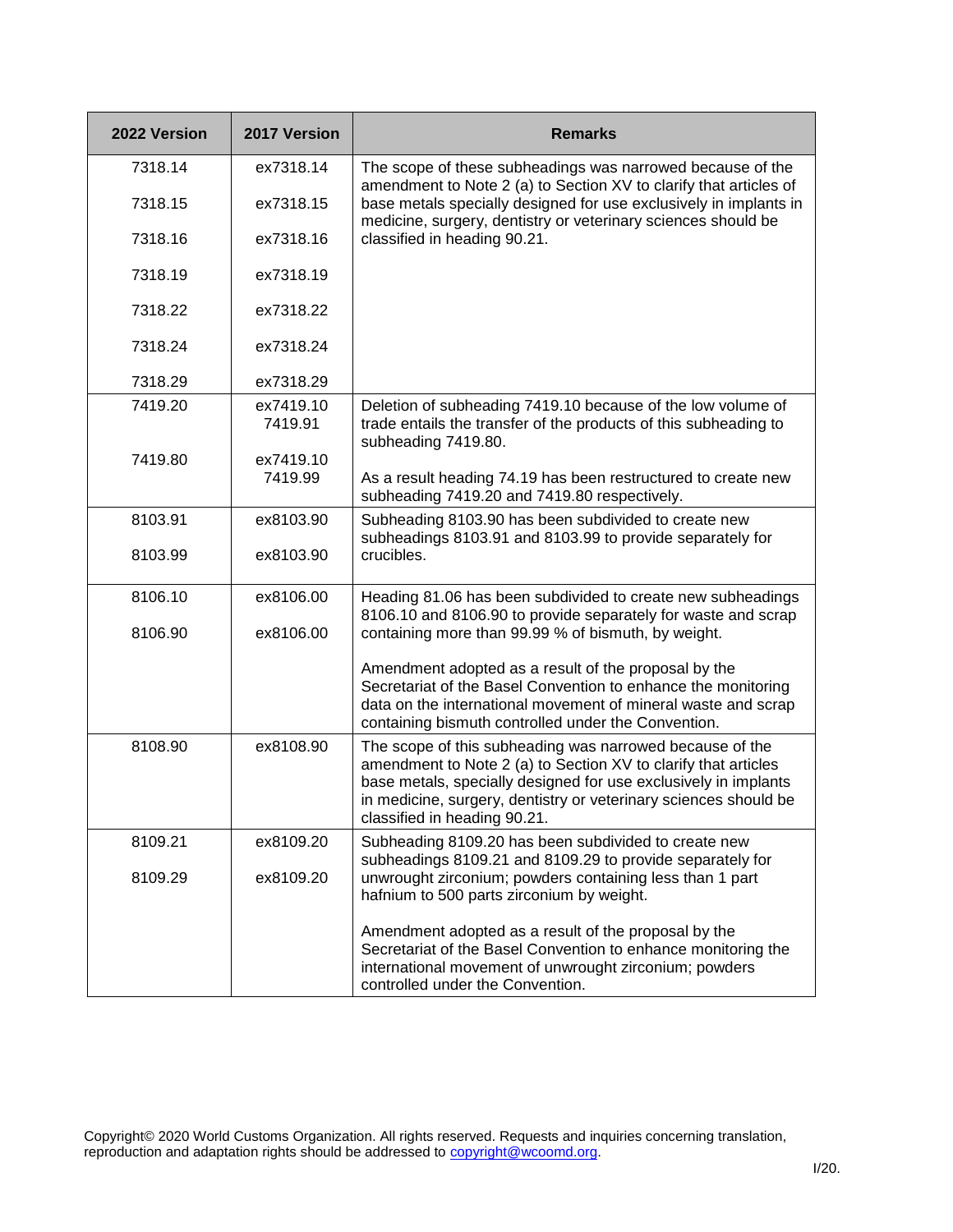| 2022 Version | 2017 Version | Remarks |
|---|---|---|
| 7318.14<br>7318.15<br>7318.16<br>7318.19<br>7318.22<br>7318.24<br>7318.29 | ex7318.14<br>ex7318.15<br>ex7318.16<br>ex7318.19<br>ex7318.22<br>ex7318.24<br>ex7318.29 | The scope of these subheadings was narrowed because of the amendment to Note 2 (a) to Section XV to clarify that articles of base metals specially designed for use exclusively in implants in medicine, surgery, dentistry or veterinary sciences should be classified in heading 90.21. |
| 7419.20<br><br>7419.80 | ex7419.10<br>7419.91<br>ex7419.10<br>7419.99 | Deletion of subheading 7419.10 because of the low volume of trade entails the transfer of the products of this subheading to subheading 7419.80.<br><br>As a result heading 74.19 has been restructured to create new subheading 7419.20 and 7419.80 respectively. |
| 8103.91<br>8103.99 | ex8103.90<br>ex8103.90 | Subheading 8103.90 has been subdivided to create new subheadings 8103.91 and 8103.99 to provide separately for crucibles. |
| 8106.10<br>8106.90 | ex8106.00<br>ex8106.00 | Heading 81.06 has been subdivided to create new subheadings 8106.10 and 8106.90 to provide separately for waste and scrap containing more than 99.99 % of bismuth, by weight.<br><br>Amendment adopted as a result of the proposal by the Secretariat of the Basel Convention to enhance the monitoring data on the international movement of mineral waste and scrap containing bismuth controlled under the Convention. |
| 8108.90 | ex8108.90 | The scope of this subheading was narrowed because of the amendment to Note 2 (a) to Section XV to clarify that articles base metals, specially designed for use exclusively in implants in medicine, surgery, dentistry or veterinary sciences should be classified in heading 90.21. |
| 8109.21<br>8109.29 | ex8109.20<br>ex8109.20 | Subheading 8109.20 has been subdivided to create new subheadings 8109.21 and 8109.29 to provide separately for unwrought zirconium; powders containing less than 1 part hafnium to 500 parts zirconium by weight.<br><br>Amendment adopted as a result of the proposal by the Secretariat of the Basel Convention to enhance monitoring the international movement of unwrought zirconium; powders controlled under the Convention. |

Copyright© 2020 World Customs Organization. All rights reserved. Requests and inquiries concerning translation, reproduction and adaptation rights should be addressed to copyright@wcoomd.org.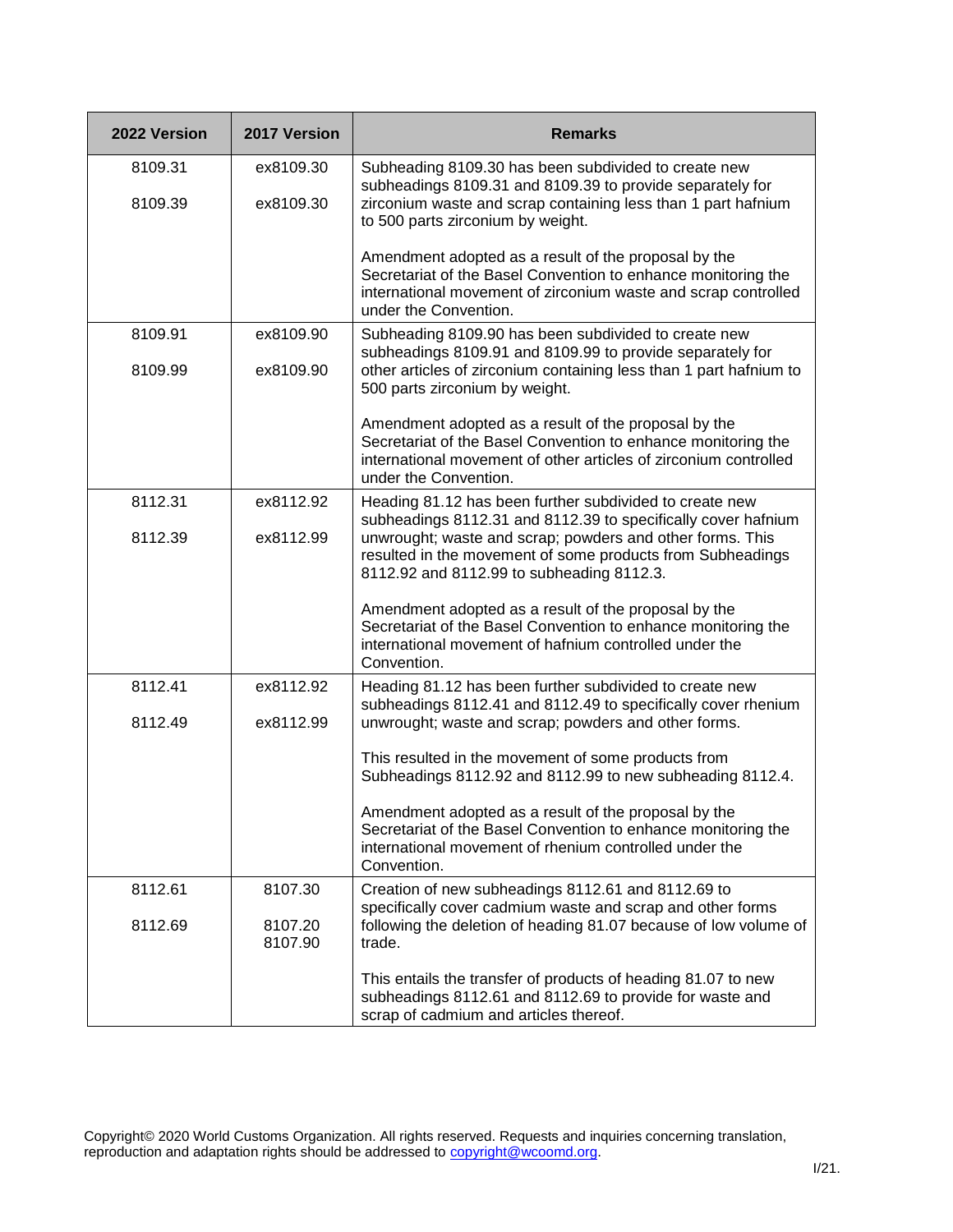| 2022 Version | 2017 Version | Remarks |
|---|---|---|
| 8109.31<br><br>8109.39 | ex8109.30<br><br>ex8109.30 | Subheading 8109.30 has been subdivided to create new subheadings 8109.31 and 8109.39 to provide separately for zirconium waste and scrap containing less than 1 part hafnium to 500 parts zirconium by weight.<br><br>Amendment adopted as a result of the proposal by the Secretariat of the Basel Convention to enhance monitoring the international movement of zirconium waste and scrap controlled under the Convention. |
| 8109.91<br><br>8109.99 | ex8109.90<br><br>ex8109.90 | Subheading 8109.90 has been subdivided to create new subheadings 8109.91 and 8109.99 to provide separately for other articles of zirconium containing less than 1 part hafnium to 500 parts zirconium by weight.<br><br>Amendment adopted as a result of the proposal by the Secretariat of the Basel Convention to enhance monitoring the international movement of other articles of zirconium controlled under the Convention. |
| 8112.31<br><br>8112.39 | ex8112.92<br><br>ex8112.99 | Heading 81.12 has been further subdivided to create new subheadings 8112.31 and 8112.39 to specifically cover hafnium unwrought; waste and scrap; powders and other forms. This resulted in the movement of some products from Subheadings 8112.92 and 8112.99 to subheading 8112.3.<br><br>Amendment adopted as a result of the proposal by the Secretariat of the Basel Convention to enhance monitoring the international movement of hafnium controlled under the Convention. |
| 8112.41<br><br>8112.49 | ex8112.92<br><br>ex8112.99 | Heading 81.12 has been further subdivided to create new subheadings 8112.41 and 8112.49 to specifically cover rhenium unwrought; waste and scrap; powders and other forms.<br><br>This resulted in the movement of some products from Subheadings 8112.92 and 8112.99 to new subheading 8112.4.<br><br>Amendment adopted as a result of the proposal by the Secretariat of the Basel Convention to enhance monitoring the international movement of rhenium controlled under the Convention. |
| 8112.61<br><br>8112.69 | 8107.30<br><br>8107.20<br>8107.90 | Creation of new subheadings 8112.61 and 8112.69 to specifically cover cadmium waste and scrap and other forms following the deletion of heading 81.07 because of low volume of trade.<br><br>This entails the transfer of products of heading 81.07 to new subheadings 8112.61 and 8112.69 to provide for waste and scrap of cadmium and articles thereof. |

Copyright© 2020 World Customs Organization. All rights reserved. Requests and inquiries concerning translation, reproduction and adaptation rights should be addressed to copyright@wcoomd.org.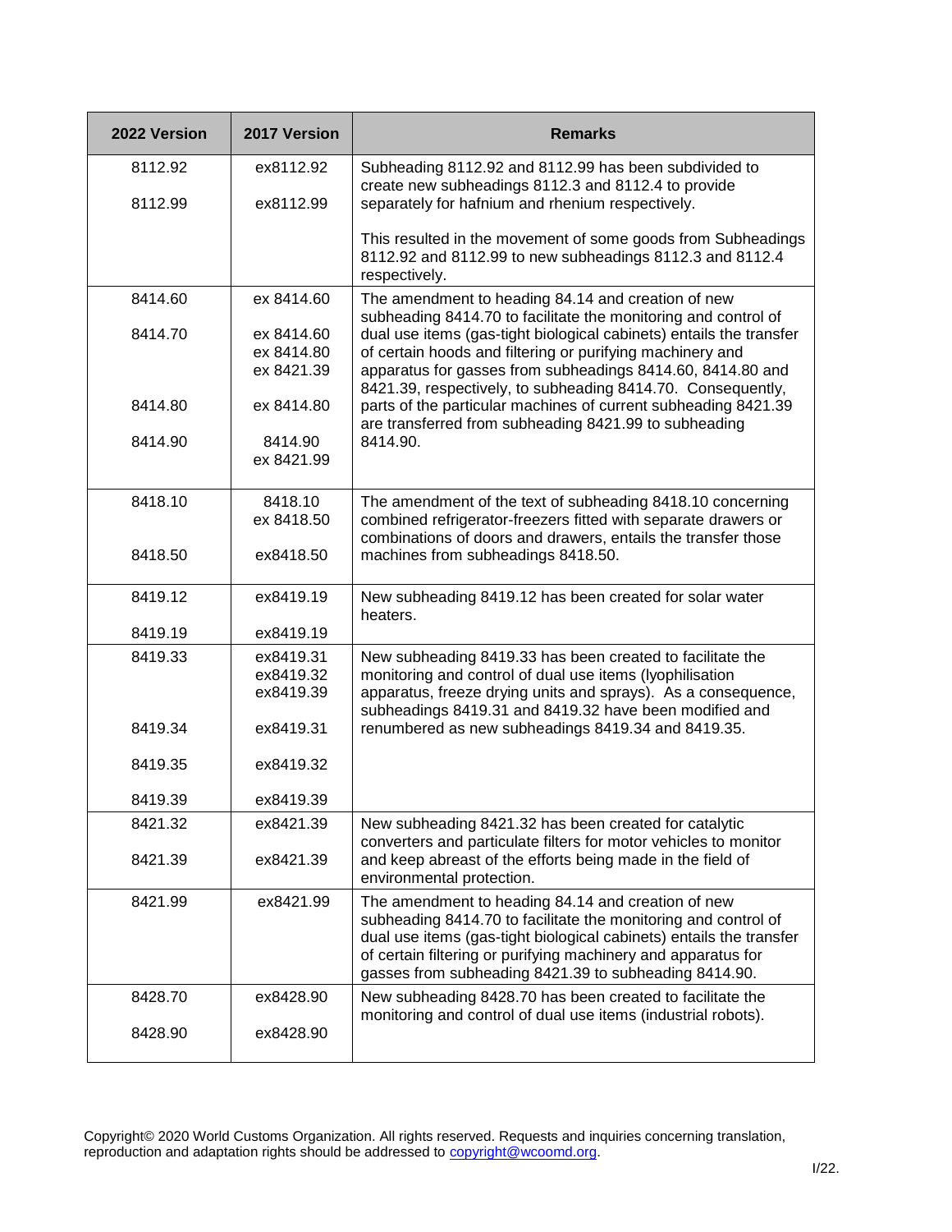| 2022 Version | 2017 Version | Remarks |
|---|---|---|
| 8112.92<br><br>8112.99 | ex8112.92<br><br>ex8112.99 | Subheading 8112.92 and 8112.99 has been subdivided to create new subheadings 8112.3 and 8112.4 to provide separately for hafnium and rhenium respectively.<br><br>This resulted in the movement of some goods from Subheadings 8112.92 and 8112.99 to new subheadings 8112.3 and 8112.4 respectively. |
| 8414.60<br><br>8414.70<br><br><br><br>8414.80<br><br>8414.90 | ex 8414.60<br><br>ex 8414.60<br>ex 8414.80<br>ex 8421.39<br><br>ex 8414.80<br><br>8414.90<br>ex 8421.99 | The amendment to heading 84.14 and creation of new subheading 8414.70 to facilitate the monitoring and control of dual use items (gas-tight biological cabinets) entails the transfer of certain hoods and filtering or purifying machinery and apparatus for gasses from subheadings 8414.60, 8414.80 and 8421.39, respectively, to subheading 8414.70. Consequently, parts of the particular machines of current subheading 8421.39 are transferred from subheading 8421.99 to subheading 8414.90. |
| 8418.10<br><br><br>8418.50 | 8418.10<br>ex 8418.50<br><br>ex8418.50 | The amendment of the text of subheading 8418.10 concerning combined refrigerator-freezers fitted with separate drawers or combinations of doors and drawers, entails the transfer those machines from subheadings 8418.50. |
| 8419.12<br><br>8419.19 | ex8419.19<br><br>ex8419.19 | New subheading 8419.12 has been created for solar water heaters. |
| 8419.33<br><br><br><br>8419.34<br><br>8419.35<br><br>8419.39 | ex8419.31<br>ex8419.32<br>ex8419.39<br><br>ex8419.31<br><br>ex8419.32<br><br>ex8419.39 | New subheading 8419.33 has been created to facilitate the monitoring and control of dual use items (lyophilisation apparatus, freeze drying units and sprays). As a consequence, subheadings 8419.31 and 8419.32 have been modified and renumbered as new subheadings 8419.34 and 8419.35. |
| 8421.32<br><br>8421.39 | ex8421.39<br><br>ex8421.39 | New subheading 8421.32 has been created for catalytic converters and particulate filters for motor vehicles to monitor and keep abreast of the efforts being made in the field of environmental protection. |
| 8421.99 | ex8421.99 | The amendment to heading 84.14 and creation of new subheading 8414.70 to facilitate the monitoring and control of dual use items (gas-tight biological cabinets) entails the transfer of certain filtering or purifying machinery and apparatus for gasses from subheading 8421.39 to subheading 8414.90. |
| 8428.70<br><br>8428.90 | ex8428.90<br><br>ex8428.90 | New subheading 8428.70 has been created to facilitate the monitoring and control of dual use items (industrial robots). |

Copyright© 2020 World Customs Organization. All rights reserved. Requests and inquiries concerning translation, reproduction and adaptation rights should be addressed to copyright@wcoomd.org.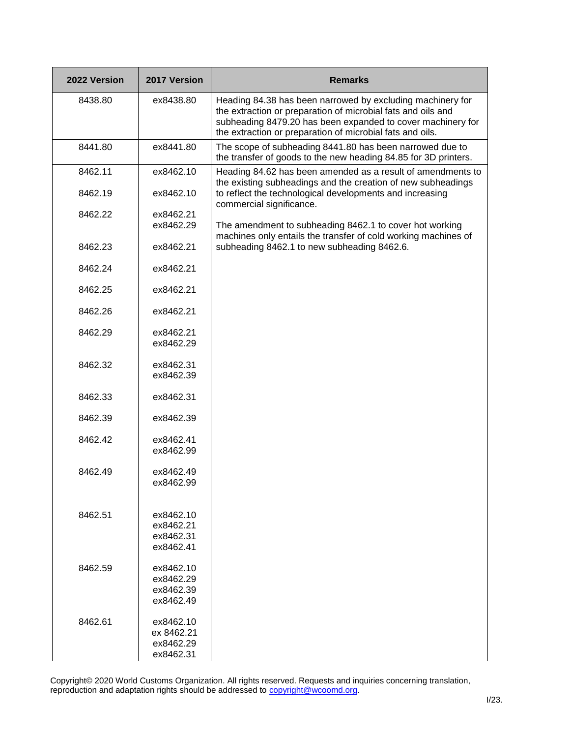| 2022 Version | 2017 Version | Remarks |
|---|---|---|
| 8438.80 | ex8438.80 | Heading 84.38 has been narrowed by excluding machinery for the extraction or preparation of microbial fats and oils and subheading 8479.20 has been expanded to cover machinery for the extraction or preparation of microbial fats and oils. |
| 8441.80 | ex8441.80 | The scope of subheading 8441.80 has been narrowed due to the transfer of goods to the new heading 84.85 for 3D printers. |
| 8462.11 | ex8462.10 | Heading 84.62 has been amended as a result of amendments to the existing subheadings and the creation of new subheadings to reflect the technological developments and increasing commercial significance.<br><br>The amendment to subheading 8462.1 to cover hot working machines only entails the transfer of cold working machines of subheading 8462.1 to new subheading 8462.6. |
| 8462.19 | ex8462.10 | |
| 8462.22 | ex8462.21<br>ex8462.29 | |
| 8462.23 | ex8462.21 | |
| 8462.24 | ex8462.21 | |
| 8462.25 | ex8462.21 | |
| 8462.26 | ex8462.21 | |
| 8462.29 | ex8462.21<br>ex8462.29 | |
| 8462.32 | ex8462.31<br>ex8462.39 | |
| 8462.33 | ex8462.31 | |
| 8462.39 | ex8462.39 | |
| 8462.42 | ex8462.41<br>ex8462.99 | |
| 8462.49 | ex8462.49<br>ex8462.99 | |
| 8462.51 | ex8462.10<br>ex8462.21<br>ex8462.31<br>ex8462.41 | |
| 8462.59 | ex8462.10<br>ex8462.29<br>ex8462.39<br>ex8462.49 | |
| 8462.61 | ex8462.10<br>ex 8462.21<br>ex8462.29<br>ex8462.31 | |

Copyright© 2020 World Customs Organization. All rights reserved. Requests and inquiries concerning translation, reproduction and adaptation rights should be addressed to copyright@wcoomd.org.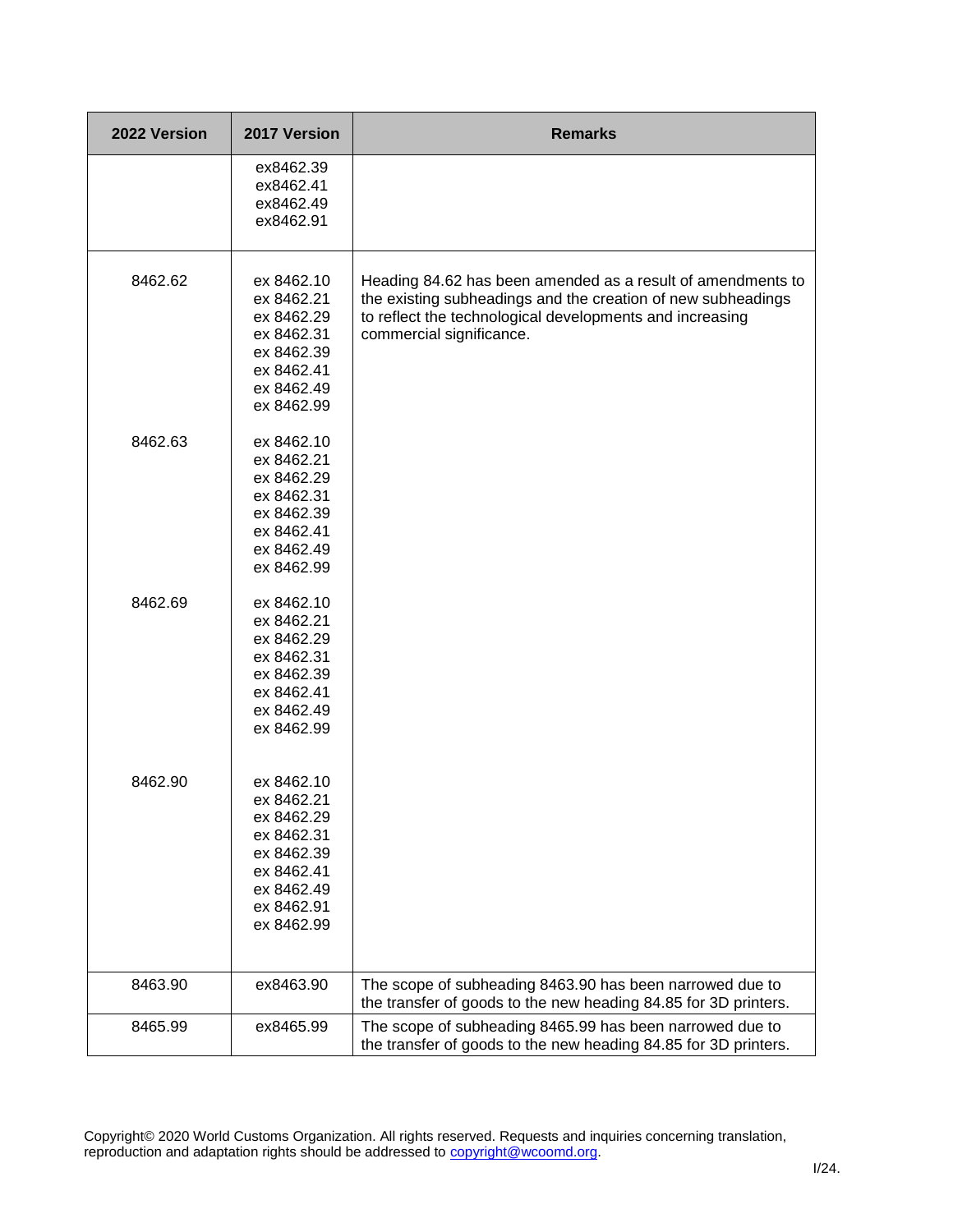| 2022 Version | 2017 Version | Remarks |
|---|---|---|
| | ex8462.39<br>ex8462.41<br>ex8462.49<br>ex8462.91 | |
| 8462.62 | ex 8462.10<br>ex 8462.21<br>ex 8462.29<br>ex 8462.31<br>ex 8462.39<br>ex 8462.41<br>ex 8462.49<br>ex 8462.99 | Heading 84.62 has been amended as a result of amendments to the existing subheadings and the creation of new subheadings to reflect the technological developments and increasing commercial significance. |
| 8462.63 | ex 8462.10<br>ex 8462.21<br>ex 8462.29<br>ex 8462.31<br>ex 8462.39<br>ex 8462.41<br>ex 8462.49<br>ex 8462.99 | |
| 8462.69 | ex 8462.10<br>ex 8462.21<br>ex 8462.29<br>ex 8462.31<br>ex 8462.39<br>ex 8462.41<br>ex 8462.49<br>ex 8462.99 | |
| 8462.90 | ex 8462.10<br>ex 8462.21<br>ex 8462.29<br>ex 8462.31<br>ex 8462.39<br>ex 8462.41<br>ex 8462.49<br>ex 8462.91<br>ex 8462.99 | |
| 8463.90 | ex8463.90 | The scope of subheading 8463.90 has been narrowed due to the transfer of goods to the new heading 84.85 for 3D printers. |
| 8465.99 | ex8465.99 | The scope of subheading 8465.99 has been narrowed due to the transfer of goods to the new heading 84.85 for 3D printers. |

Copyright© 2020 World Customs Organization. All rights reserved. Requests and inquiries concerning translation, reproduction and adaptation rights should be addressed to copyright@wcoomd.org.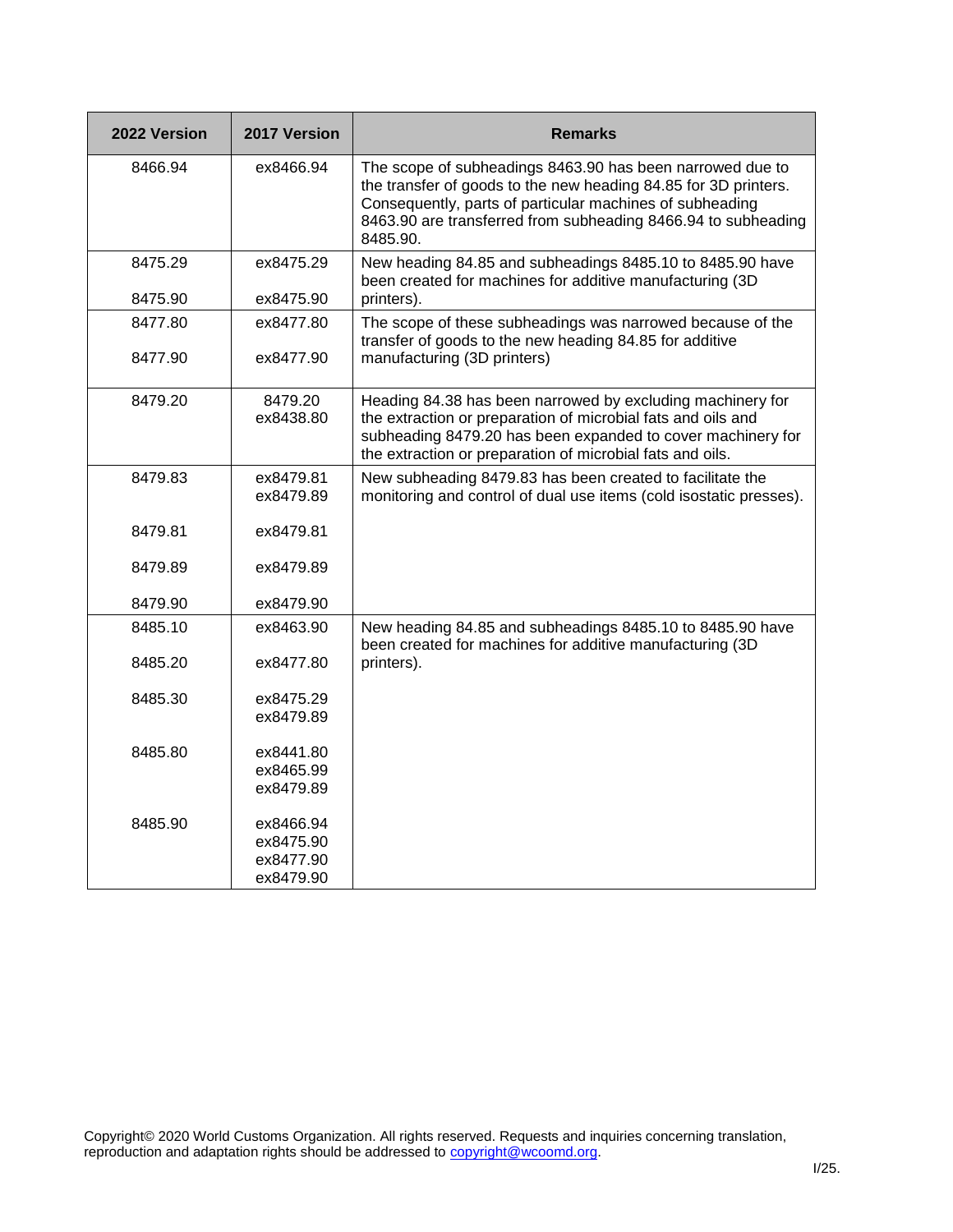| 2022 Version | 2017 Version | Remarks |
| --- | --- | --- |
| 8466.94 | ex8466.94 | The scope of subheadings 8463.90 has been narrowed due to the transfer of goods to the new heading 84.85 for 3D printers. Consequently, parts of particular machines of subheading 8463.90 are transferred from subheading 8466.94 to subheading 8485.90. |
| 8475.29<br><br>8475.90 | ex8475.29<br><br>ex8475.90 | New heading 84.85 and subheadings 8485.10 to 8485.90 have been created for machines for additive manufacturing (3D printers). |
| 8477.80<br><br>8477.90 | ex8477.80<br><br>ex8477.90 | The scope of these subheadings was narrowed because of the transfer of goods to the new heading 84.85 for additive manufacturing (3D printers) |
| 8479.20 | 8479.20<br>ex8438.80 | Heading 84.38 has been narrowed by excluding machinery for the extraction or preparation of microbial fats and oils and subheading 8479.20 has been expanded to cover machinery for the extraction or preparation of microbial fats and oils. |
| 8479.83<br><br><br>8479.81<br><br>8479.89<br><br>8479.90 | ex8479.81<br>ex8479.89<br><br>ex8479.81<br><br>ex8479.89<br><br>ex8479.90 | New subheading 8479.83 has been created to facilitate the monitoring and control of dual use items (cold isostatic presses). |
| 8485.10<br><br>8485.20<br><br>8485.30<br><br><br>8485.80<br><br><br><br>8485.90 | ex8463.90<br><br>ex8477.80<br><br>ex8475.29<br>ex8479.89<br><br>ex8441.80<br>ex8465.99<br>ex8479.89<br><br>ex8466.94<br>ex8475.90<br>ex8477.90<br>ex8479.90 | New heading 84.85 and subheadings 8485.10 to 8485.90 have been created for machines for additive manufacturing (3D printers). |

Copyright© 2020 World Customs Organization. All rights reserved. Requests and inquiries concerning translation, reproduction and adaptation rights should be addressed to copyright@wcoomd.org.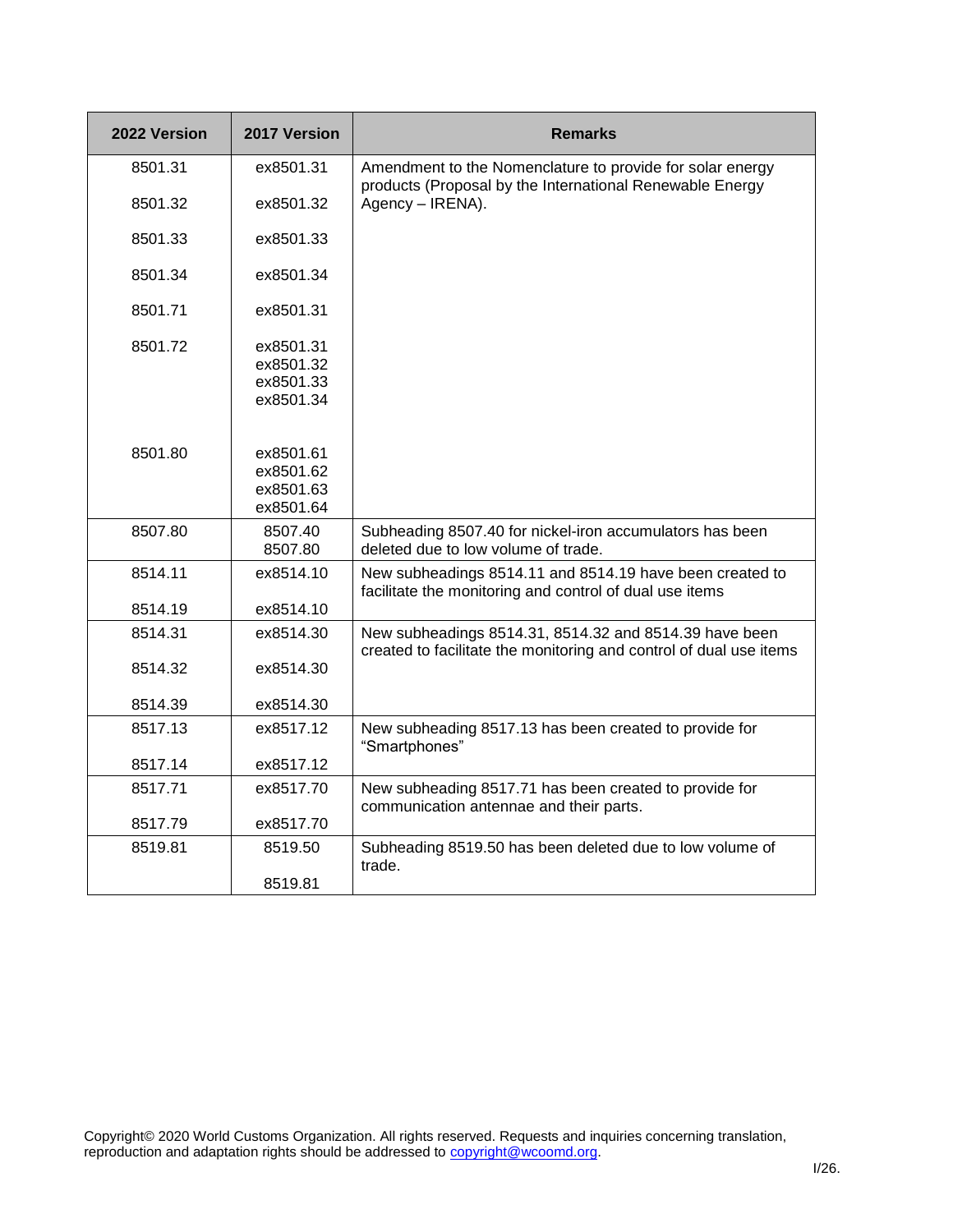| 2022 Version | 2017 Version | Remarks |
|---|---|---|
| 8501.31 | ex8501.31 | Amendment to the Nomenclature to provide for solar energy products (Proposal by the International Renewable Energy Agency – IRENA). |
| 8501.32 | ex8501.32 | |
| 8501.33 | ex8501.33 | |
| 8501.34 | ex8501.34 | |
| 8501.71 | ex8501.31 | |
| 8501.72 | ex8501.31<br>ex8501.32<br>ex8501.33<br>ex8501.34 | |
| 8501.80 | ex8501.61<br>ex8501.62<br>ex8501.63<br>ex8501.64 | |
| 8507.80 | 8507.40<br>8507.80 | Subheading 8507.40 for nickel-iron accumulators has been deleted due to low volume of trade. |
| 8514.11 | ex8514.10 | New subheadings 8514.11 and 8514.19 have been created to facilitate the monitoring and control of dual use items |
| 8514.19 | ex8514.10 | |
| 8514.31 | ex8514.30 | New subheadings 8514.31, 8514.32 and 8514.39 have been created to facilitate the monitoring and control of dual use items |
| 8514.32 | ex8514.30 | |
| 8514.39 | ex8514.30 | |
| 8517.13 | ex8517.12 | New subheading 8517.13 has been created to provide for "Smartphones" |
| 8517.14 | ex8517.12 | |
| 8517.71 | ex8517.70 | New subheading 8517.71 has been created to provide for communication antennae and their parts. |
| 8517.79 | ex8517.70 | |
| 8519.81 | 8519.50<br>8519.81 | Subheading 8519.50 has been deleted due to low volume of trade. |

Copyright© 2020 World Customs Organization. All rights reserved. Requests and inquiries concerning translation, reproduction and adaptation rights should be addressed to copyright@wcoomd.org.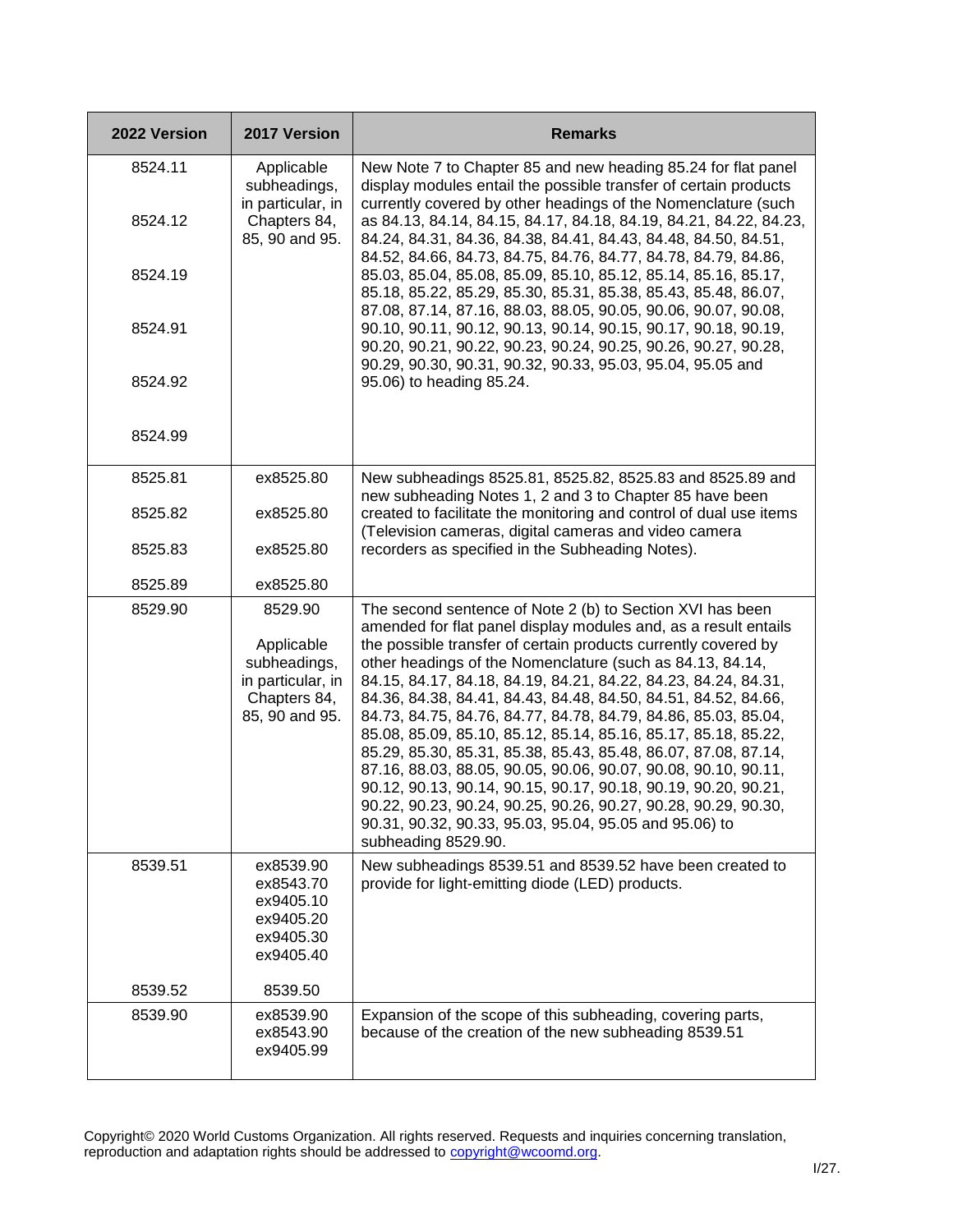| 2022 Version | 2017 Version | Remarks |
|---|---|---|
| 8524.11<br><br>8524.12<br><br>8524.19<br><br>8524.91<br><br>8524.92<br><br>8524.99 | Applicable subheadings, in particular, in Chapters 84, 85, 90 and 95. | New Note 7 to Chapter 85 and new heading 85.24 for flat panel display modules entail the possible transfer of certain products currently covered by other headings of the Nomenclature (such as 84.13, 84.14, 84.15, 84.17, 84.18, 84.19, 84.21, 84.22, 84.23, 84.24, 84.31, 84.36, 84.38, 84.41, 84.43, 84.48, 84.50, 84.51, 84.52, 84.66, 84.73, 84.75, 84.76, 84.77, 84.78, 84.79, 84.86, 85.03, 85.04, 85.08, 85.09, 85.10, 85.12, 85.14, 85.16, 85.17, 85.18, 85.22, 85.29, 85.30, 85.31, 85.38, 85.43, 85.48, 86.07, 87.08, 87.14, 87.16, 88.03, 88.05, 90.05, 90.06, 90.07, 90.08, 90.10, 90.11, 90.12, 90.13, 90.14, 90.15, 90.17, 90.18, 90.19, 90.20, 90.21, 90.22, 90.23, 90.24, 90.25, 90.26, 90.27, 90.28, 90.29, 90.30, 90.31, 90.32, 90.33, 95.03, 95.04, 95.05 and 95.06) to heading 85.24. |
| 8525.81<br><br>8525.82<br><br>8525.83<br><br>8525.89 | ex8525.80<br><br>ex8525.80<br><br>ex8525.80<br><br>ex8525.80 | New subheadings 8525.81, 8525.82, 8525.83 and 8525.89 and new subheading Notes 1, 2 and 3 to Chapter 85 have been created to facilitate the monitoring and control of dual use items (Television cameras, digital cameras and video camera recorders as specified in the Subheading Notes). |
| 8529.90 | 8529.90<br><br>Applicable subheadings, in particular, in Chapters 84, 85, 90 and 95. | The second sentence of Note 2 (b) to Section XVI has been amended for flat panel display modules and, as a result entails the possible transfer of certain products currently covered by other headings of the Nomenclature (such as 84.13, 84.14, 84.15, 84.17, 84.18, 84.19, 84.21, 84.22, 84.23, 84.24, 84.31, 84.36, 84.38, 84.41, 84.43, 84.48, 84.50, 84.51, 84.52, 84.66, 84.73, 84.75, 84.76, 84.77, 84.78, 84.79, 84.86, 85.03, 85.04, 85.08, 85.09, 85.10, 85.12, 85.14, 85.16, 85.17, 85.18, 85.22, 85.29, 85.30, 85.31, 85.38, 85.43, 85.48, 86.07, 87.08, 87.14, 87.16, 88.03, 88.05, 90.05, 90.06, 90.07, 90.08, 90.10, 90.11, 90.12, 90.13, 90.14, 90.15, 90.17, 90.18, 90.19, 90.20, 90.21, 90.22, 90.23, 90.24, 90.25, 90.26, 90.27, 90.28, 90.29, 90.30, 90.31, 90.32, 90.33, 95.03, 95.04, 95.05 and 95.06) to subheading 8529.90. |
| 8539.51<br><br>8539.52 | ex8539.90<br>ex8543.70<br>ex9405.10<br>ex9405.20<br>ex9405.30<br>ex9405.40<br><br>8539.50 | New subheadings 8539.51 and 8539.52 have been created to provide for light-emitting diode (LED) products. |
| 8539.90 | ex8539.90<br>ex8543.90<br>ex9405.99 | Expansion of the scope of this subheading, covering parts, because of the creation of the new subheading 8539.51 |

Copyright© 2020 World Customs Organization. All rights reserved. Requests and inquiries concerning translation, reproduction and adaptation rights should be addressed to copyright@wcoomd.org.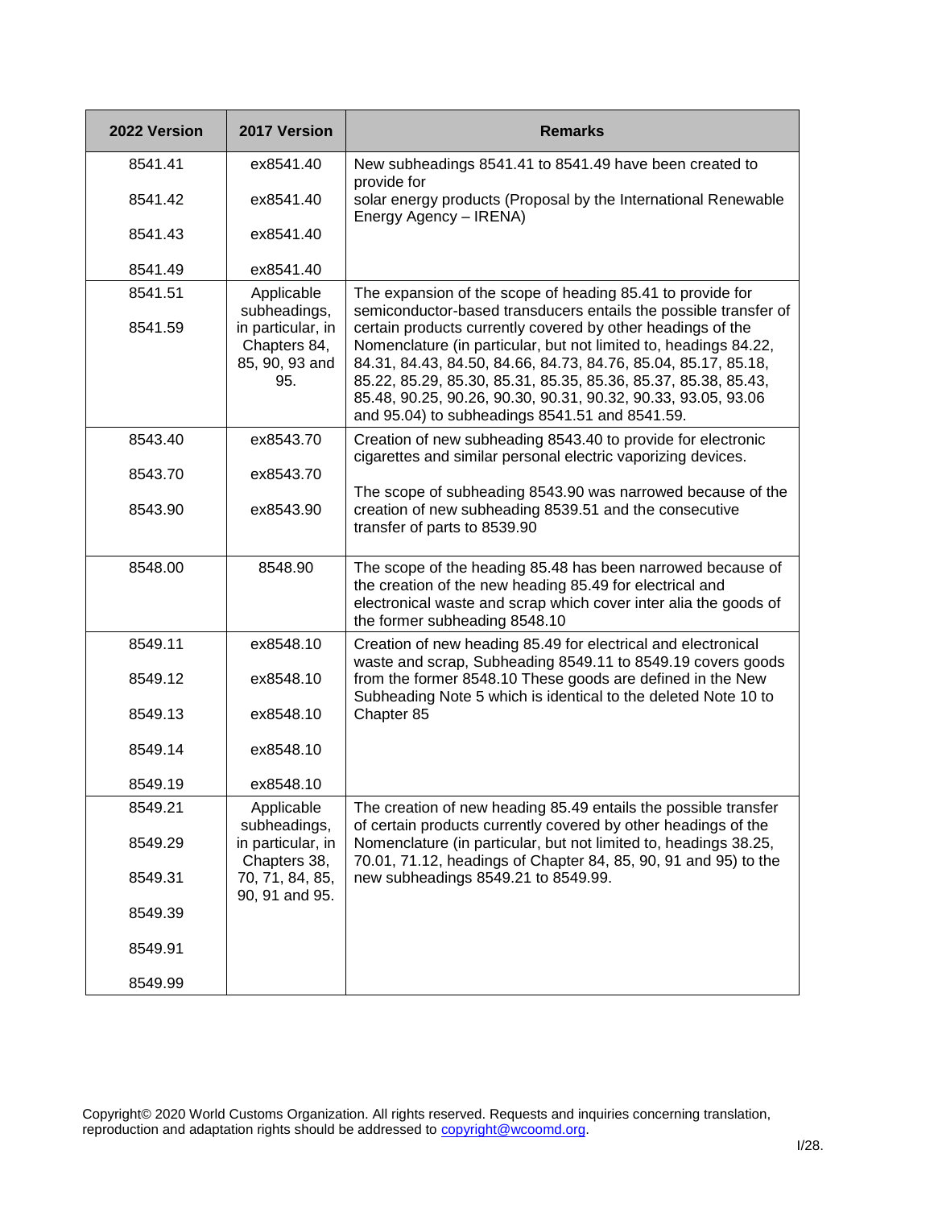| 2022 Version | 2017 Version | Remarks |
|---|---|---|
| 8541.41<br>8541.42<br>8541.43<br>8541.49 | ex8541.40<br>ex8541.40<br>ex8541.40<br>ex8541.40 | New subheadings 8541.41 to 8541.49 have been created to provide for solar energy products (Proposal by the International Renewable Energy Agency – IRENA) |
| 8541.51<br>8541.59 | Applicable subheadings, in particular, in Chapters 84, 85, 90, 93 and 95. | The expansion of the scope of heading 85.41 to provide for semiconductor-based transducers entails the possible transfer of certain products currently covered by other headings of the Nomenclature (in particular, but not limited to, headings 84.22, 84.31, 84.43, 84.50, 84.66, 84.73, 84.76, 85.04, 85.17, 85.18, 85.22, 85.29, 85.30, 85.31, 85.35, 85.36, 85.37, 85.38, 85.43, 85.48, 90.25, 90.26, 90.30, 90.31, 90.32, 90.33, 93.05, 93.06 and 95.04) to subheadings 8541.51 and 8541.59. |
| 8543.40<br>8543.70<br>8543.90 | ex8543.70<br>ex8543.70<br>ex8543.90 | Creation of new subheading 8543.40 to provide for electronic cigarettes and similar personal electric vaporizing devices.<br><br>The scope of subheading 8543.90 was narrowed because of the creation of new subheading 8539.51 and the consecutive transfer of parts to 8539.90 |
| 8548.00 | 8548.90 | The scope of the heading 85.48 has been narrowed because of the creation of the new heading 85.49 for electrical and electronical waste and scrap which cover inter alia the goods of the former subheading 8548.10 |
| 8549.11<br>8549.12<br>8549.13<br>8549.14<br>8549.19 | ex8548.10<br>ex8548.10<br>ex8548.10<br>ex8548.10<br>ex8548.10 | Creation of new heading 85.49 for electrical and electronical waste and scrap, Subheading 8549.11 to 8549.19 covers goods from the former 8548.10 These goods are defined in the New Subheading Note 5 which is identical to the deleted Note 10 to Chapter 85 |
| 8549.21<br>8549.29<br>8549.31<br>8549.39<br>8549.91<br>8549.99 | Applicable subheadings, in particular, in Chapters 38, 70, 71, 84, 85, 90, 91 and 95. | The creation of new heading 85.49 entails the possible transfer of certain products currently covered by other headings of the Nomenclature (in particular, but not limited to, headings 38.25, 70.01, 71.12, headings of Chapter 84, 85, 90, 91 and 95) to the new subheadings 8549.21 to 8549.99. |

Copyright© 2020 World Customs Organization. All rights reserved. Requests and inquiries concerning translation, reproduction and adaptation rights should be addressed to copyright@wcoomd.org.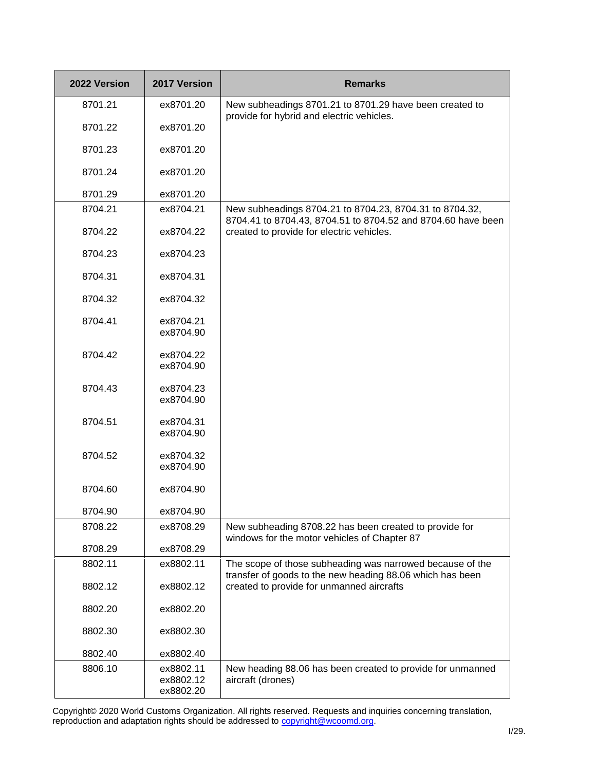| 2022 Version | 2017 Version | Remarks |
|---|---|---|
| 8701.21 | ex8701.20 | New subheadings 8701.21 to 8701.29 have been created to provide for hybrid and electric vehicles. |
| 8701.22 | ex8701.20 | |
| 8701.23 | ex8701.20 | |
| 8701.24 | ex8701.20 | |
| 8701.29 | ex8701.20 | |
| 8704.21 | ex8704.21 | New subheadings 8704.21 to 8704.23, 8704.31 to 8704.32, 8704.41 to 8704.43, 8704.51 to 8704.52 and 8704.60 have been created to provide for electric vehicles. |
| 8704.22 | ex8704.22 | |
| 8704.23 | ex8704.23 | |
| 8704.31 | ex8704.31 | |
| 8704.32 | ex8704.32 | |
| 8704.41 | ex8704.21<br>ex8704.90 | |
| 8704.42 | ex8704.22<br>ex8704.90 | |
| 8704.43 | ex8704.23<br>ex8704.90 | |
| 8704.51 | ex8704.31<br>ex8704.90 | |
| 8704.52 | ex8704.32<br>ex8704.90 | |
| 8704.60 | ex8704.90 | |
| 8704.90 | ex8704.90 | |
| 8708.22 | ex8708.29 | New subheading 8708.22 has been created to provide for windows for the motor vehicles of Chapter 87 |
| 8708.29 | ex8708.29 | |
| 8802.11 | ex8802.11 | The scope of those subheading was narrowed because of the transfer of goods to the new heading 88.06 which has been created to provide for unmanned aircrafts |
| 8802.12 | ex8802.12 | |
| 8802.20 | ex8802.20 | |
| 8802.30 | ex8802.30 | |
| 8802.40 | ex8802.40 | |
| 8806.10 | ex8802.11<br>ex8802.12<br>ex8802.20 | New heading 88.06 has been created to provide for unmanned aircraft (drones) |

Copyright© 2020 World Customs Organization. All rights reserved. Requests and inquiries concerning translation, reproduction and adaptation rights should be addressed to copyright@wcoomd.org.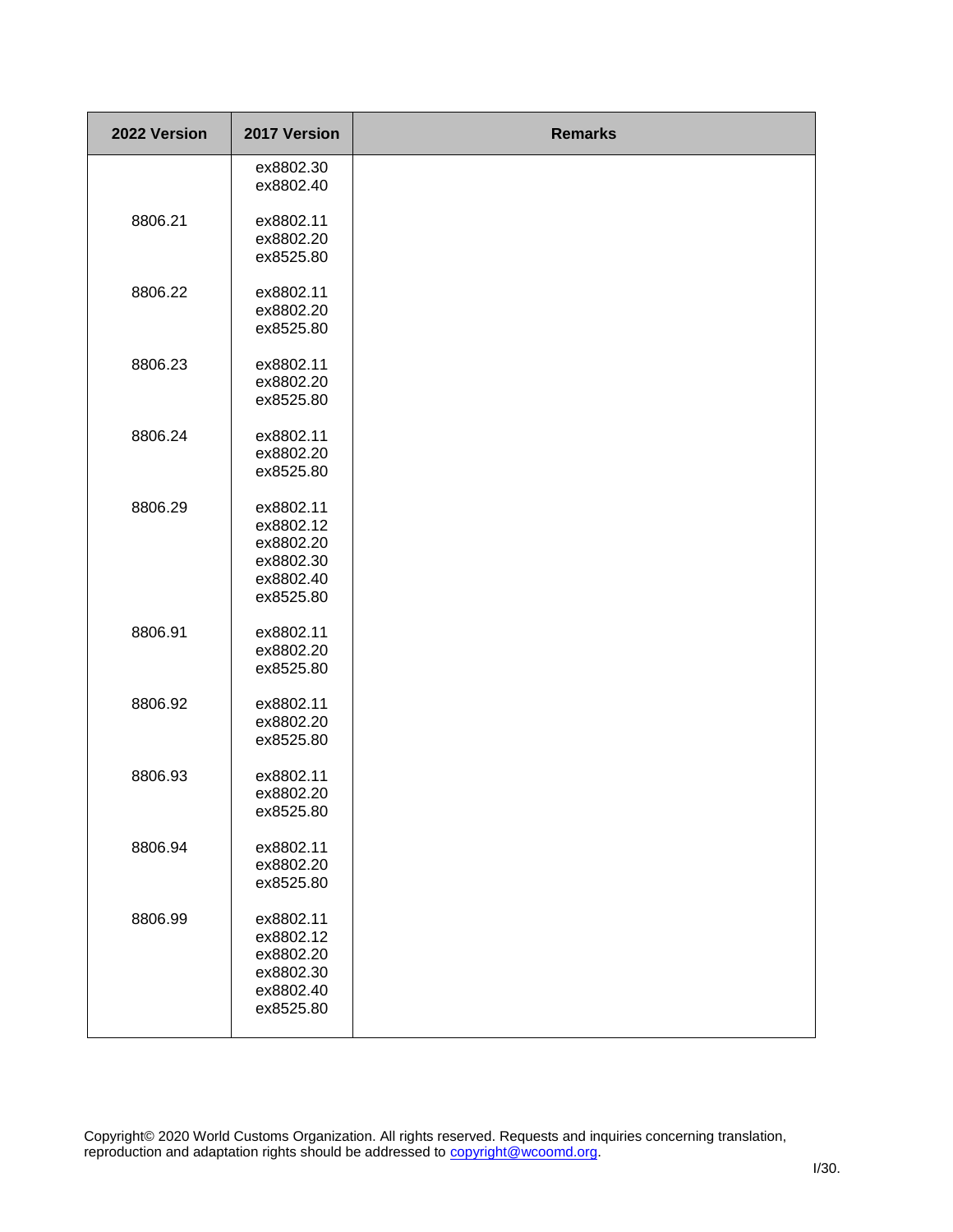| 2022 Version | 2017 Version | Remarks |
| --- | --- | --- |
| | ex8802.30<br>ex8802.40 | |
| 8806.21 | ex8802.11<br>ex8802.20<br>ex8525.80 | |
| 8806.22 | ex8802.11<br>ex8802.20<br>ex8525.80 | |
| 8806.23 | ex8802.11<br>ex8802.20<br>ex8525.80 | |
| 8806.24 | ex8802.11<br>ex8802.20<br>ex8525.80 | |
| 8806.29 | ex8802.11<br>ex8802.12<br>ex8802.20<br>ex8802.30<br>ex8802.40<br>ex8525.80 | |
| 8806.91 | ex8802.11<br>ex8802.20<br>ex8525.80 | |
| 8806.92 | ex8802.11<br>ex8802.20<br>ex8525.80 | |
| 8806.93 | ex8802.11<br>ex8802.20<br>ex8525.80 | |
| 8806.94 | ex8802.11<br>ex8802.20<br>ex8525.80 | |
| 8806.99 | ex8802.11<br>ex8802.12<br>ex8802.20<br>ex8802.30<br>ex8802.40<br>ex8525.80 | |

Copyright© 2020 World Customs Organization. All rights reserved. Requests and inquiries concerning translation, reproduction and adaptation rights should be addressed to copyright@wcoomd.org.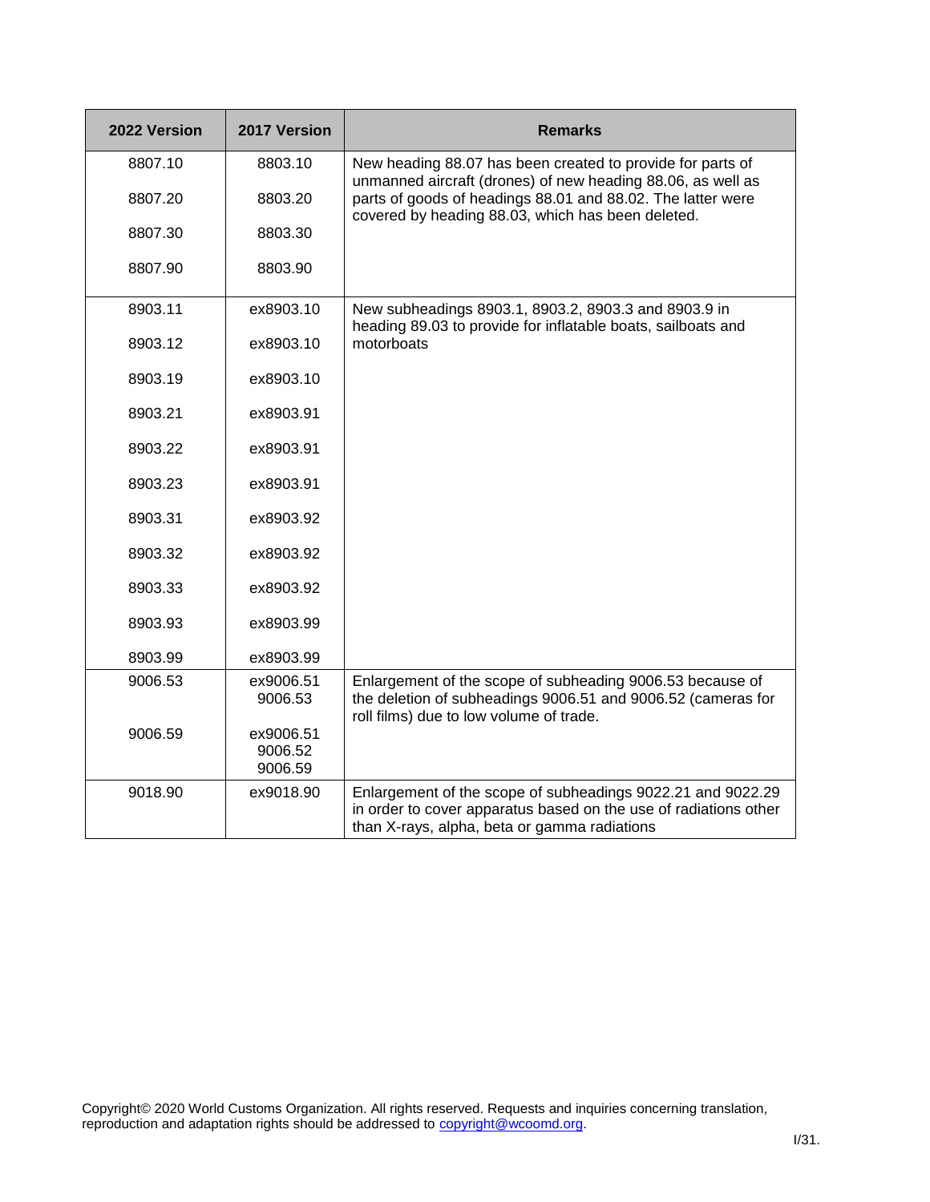| 2022 Version | 2017 Version | Remarks |
|---|---|---|
| 8807.10 | 8803.10 | New heading 88.07 has been created to provide for parts of unmanned aircraft (drones) of new heading 88.06, as well as parts of goods of headings 88.01 and 88.02. The latter were covered by heading 88.03, which has been deleted. |
| 8807.20 | 8803.20 | |
| 8807.30 | 8803.30 | |
| 8807.90 | 8803.90 | |
| 8903.11 | ex8903.10 | New subheadings 8903.1, 8903.2, 8903.3 and 8903.9 in heading 89.03 to provide for inflatable boats, sailboats and motorboats |
| 8903.12 | ex8903.10 | |
| 8903.19 | ex8903.10 | |
| 8903.21 | ex8903.91 | |
| 8903.22 | ex8903.91 | |
| 8903.23 | ex8903.91 | |
| 8903.31 | ex8903.92 | |
| 8903.32 | ex8903.92 | |
| 8903.33 | ex8903.92 | |
| 8903.93 | ex8903.99 | |
| 8903.99 | ex8903.99 | |
| 9006.53 | ex9006.51<br>9006.53 | Enlargement of the scope of subheading 9006.53 because of the deletion of subheadings 9006.51 and 9006.52 (cameras for roll films) due to low volume of trade. |
| 9006.59 | ex9006.51<br>9006.52<br>9006.59 | |
| 9018.90 | ex9018.90 | Enlargement of the scope of subheadings 9022.21 and 9022.29 in order to cover apparatus based on the use of radiations other than X-rays, alpha, beta or gamma radiations |

Copyright© 2020 World Customs Organization. All rights reserved. Requests and inquiries concerning translation, reproduction and adaptation rights should be addressed to copyright@wcoomd.org.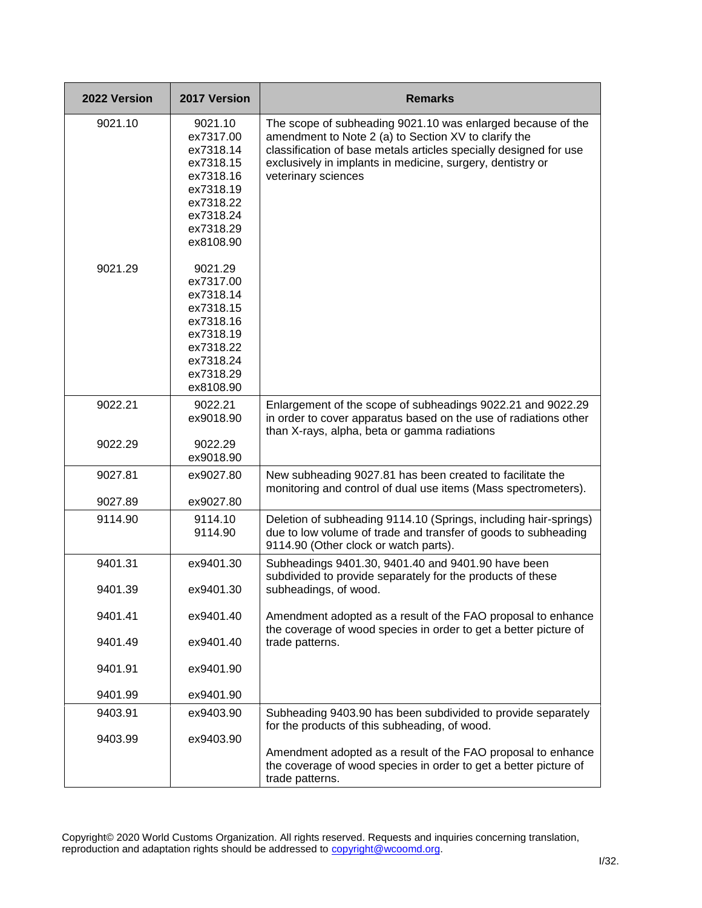| 2022 Version | 2017 Version | Remarks |
|---|---|---|
| 9021.10 | 9021.10<br>ex7317.00<br>ex7318.14<br>ex7318.15<br>ex7318.16<br>ex7318.19<br>ex7318.22<br>ex7318.24<br>ex7318.29<br>ex8108.90 | The scope of subheading 9021.10 was enlarged because of the amendment to Note 2 (a) to Section XV to clarify the classification of base metals articles specially designed for use exclusively in implants in medicine, surgery, dentistry or veterinary sciences |
| 9021.29 | 9021.29<br>ex7317.00<br>ex7318.14<br>ex7318.15<br>ex7318.16<br>ex7318.19<br>ex7318.22<br>ex7318.24<br>ex7318.29<br>ex8108.90 | |
| 9022.21<br><br>9022.29 | 9022.21<br>ex9018.90<br><br>9022.29<br>ex9018.90 | Enlargement of the scope of subheadings 9022.21 and 9022.29 in order to cover apparatus based on the use of radiations other than X-rays, alpha, beta or gamma radiations |
| 9027.81<br><br>9027.89 | ex9027.80<br><br>ex9027.80 | New subheading 9027.81 has been created to facilitate the monitoring and control of dual use items (Mass spectrometers). |
| 9114.90 | 9114.10<br>9114.90 | Deletion of subheading 9114.10 (Springs, including hair-springs) due to low volume of trade and transfer of goods to subheading 9114.90 (Other clock or watch parts). |
| 9401.31<br><br>9401.39<br><br>9401.41<br><br>9401.49<br><br>9401.91<br><br>9401.99 | ex9401.30<br><br>ex9401.30<br><br>ex9401.40<br><br>ex9401.40<br><br>ex9401.90<br><br>ex9401.90 | Subheadings 9401.30, 9401.40 and 9401.90 have been subdivided to provide separately for the products of these subheadings, of wood.<br><br>Amendment adopted as a result of the FAO proposal to enhance the coverage of wood species in order to get a better picture of trade patterns. |
| 9403.91<br><br>9403.99 | ex9403.90<br><br>ex9403.90 | Subheading 9403.90 has been subdivided to provide separately for the products of this subheading, of wood.<br><br>Amendment adopted as a result of the FAO proposal to enhance the coverage of wood species in order to get a better picture of trade patterns. |

Copyright© 2020 World Customs Organization. All rights reserved. Requests and inquiries concerning translation, reproduction and adaptation rights should be addressed to copyright@wcoomd.org.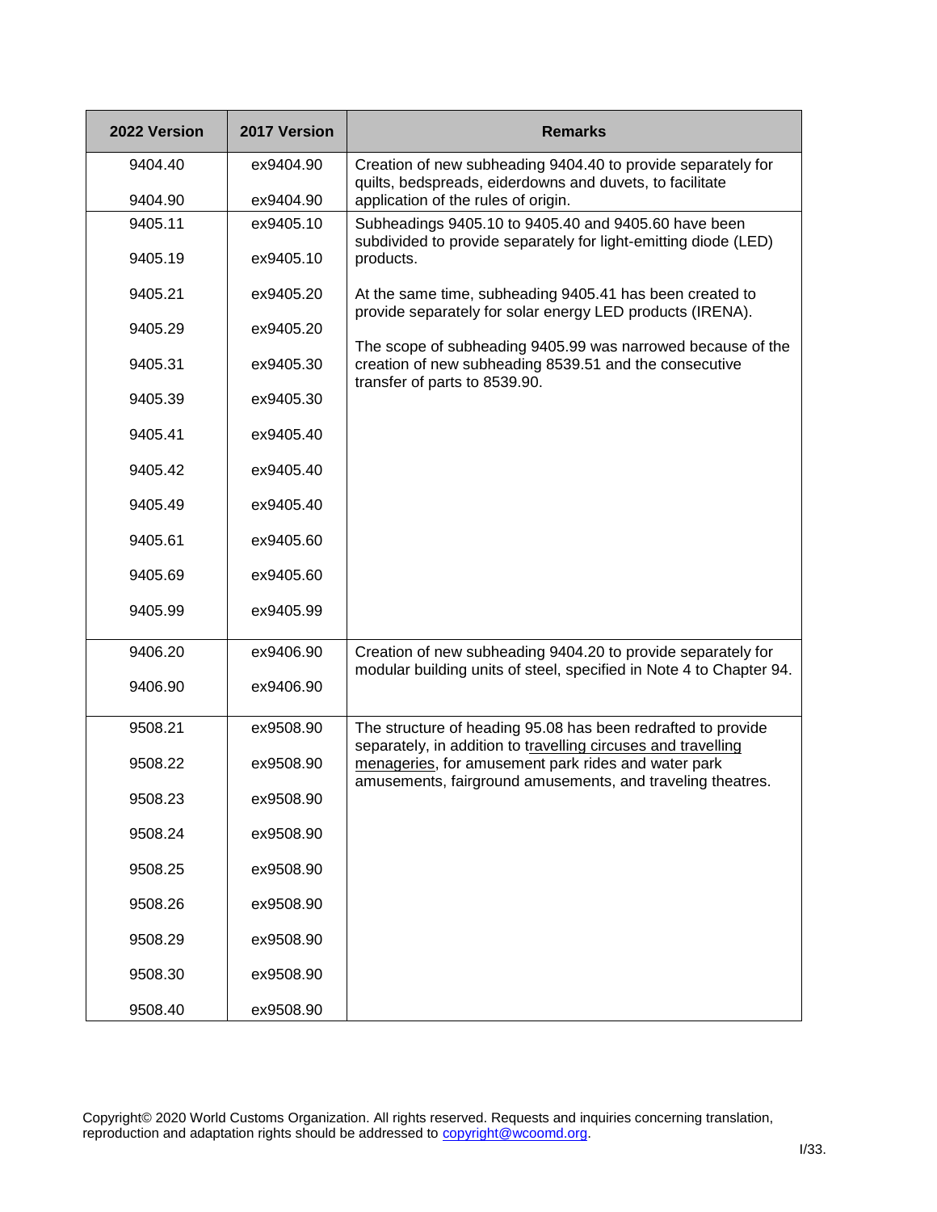| 2022 Version | 2017 Version | Remarks |
|---|---|---|
| 9404.40 | ex9404.90 | Creation of new subheading 9404.40 to provide separately for quilts, bedspreads, eiderdowns and duvets, to facilitate application of the rules of origin. |
| 9404.90 | ex9404.90 | |
| 9405.11 | ex9405.10 | Subheadings 9405.10 to 9405.40 and 9405.60 have been subdivided to provide separately for light-emitting diode (LED) products. At the same time, subheading 9405.41 has been created to provide separately for solar energy LED products (IRENA). The scope of subheading 9405.99 was narrowed because of the creation of new subheading 8539.51 and the consecutive transfer of parts to 8539.90. |
| 9405.19 | ex9405.10 | |
| 9405.21 | ex9405.20 | |
| 9405.29 | ex9405.20 | |
| 9405.31 | ex9405.30 | |
| 9405.39 | ex9405.30 | |
| 9405.41 | ex9405.40 | |
| 9405.42 | ex9405.40 | |
| 9405.49 | ex9405.40 | |
| 9405.61 | ex9405.60 | |
| 9405.69 | ex9405.60 | |
| 9405.99 | ex9405.99 | |
| 9406.20 | ex9406.90 | Creation of new subheading 9404.20 to provide separately for modular building units of steel, specified in Note 4 to Chapter 94. |
| 9406.90 | ex9406.90 | |
| 9508.21 | ex9508.90 | The structure of heading 95.08 has been redrafted to provide separately, in addition to travelling circuses and travelling menageries, for amusement park rides and water park amusements, fairground amusements, and traveling theatres. |
| 9508.22 | ex9508.90 | |
| 9508.23 | ex9508.90 | |
| 9508.24 | ex9508.90 | |
| 9508.25 | ex9508.90 | |
| 9508.26 | ex9508.90 | |
| 9508.29 | ex9508.90 | |
| 9508.30 | ex9508.90 | |
| 9508.40 | ex9508.90 | |

Copyright© 2020 World Customs Organization. All rights reserved. Requests and inquiries concerning translation, reproduction and adaptation rights should be addressed to copyright@wcoomd.org.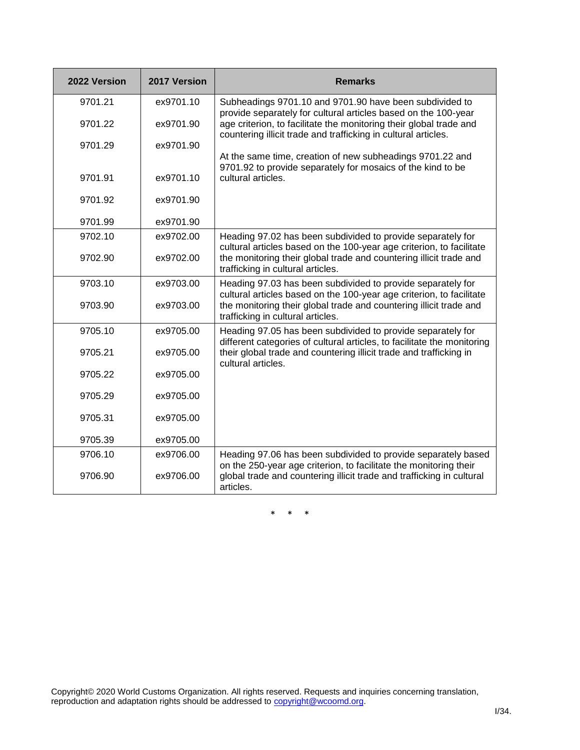| 2022 Version | 2017 Version | Remarks |
|---|---|---|
| 9701.21<br>9701.22<br>9701.29<br>9701.91<br>9701.92<br>9701.99 | ex9701.10<br>ex9701.90<br>ex9701.90<br>ex9701.10<br>ex9701.90<br>ex9701.90 | Subheadings 9701.10 and 9701.90 have been subdivided to provide separately for cultural articles based on the 100-year age criterion, to facilitate the monitoring their global trade and countering illicit trade and trafficking in cultural articles.<br><br>At the same time, creation of new subheadings 9701.22 and 9701.92 to provide separately for mosaics of the kind to be cultural articles. |
| 9702.10<br>9702.90 | ex9702.00<br>ex9702.00 | Heading 97.02 has been subdivided to provide separately for cultural articles based on the 100-year age criterion, to facilitate the monitoring their global trade and countering illicit trade and trafficking in cultural articles. |
| 9703.10<br>9703.90 | ex9703.00<br>ex9703.00 | Heading 97.03 has been subdivided to provide separately for cultural articles based on the 100-year age criterion, to facilitate the monitoring their global trade and countering illicit trade and trafficking in cultural articles. |
| 9705.10<br>9705.21<br>9705.22<br>9705.29<br>9705.31<br>9705.39 | ex9705.00<br>ex9705.00<br>ex9705.00<br>ex9705.00<br>ex9705.00<br>ex9705.00 | Heading 97.05 has been subdivided to provide separately for different categories of cultural articles, to facilitate the monitoring their global trade and countering illicit trade and trafficking in cultural articles. |
| 9706.10<br>9706.90 | ex9706.00<br>ex9706.00 | Heading 97.06 has been subdivided to provide separately based on the 250-year age criterion, to facilitate the monitoring their global trade and countering illicit trade and trafficking in cultural articles. |

\* \* \*

Copyright© 2020 World Customs Organization. All rights reserved. Requests and inquiries concerning translation, reproduction and adaptation rights should be addressed to copyright@wcoomd.org.